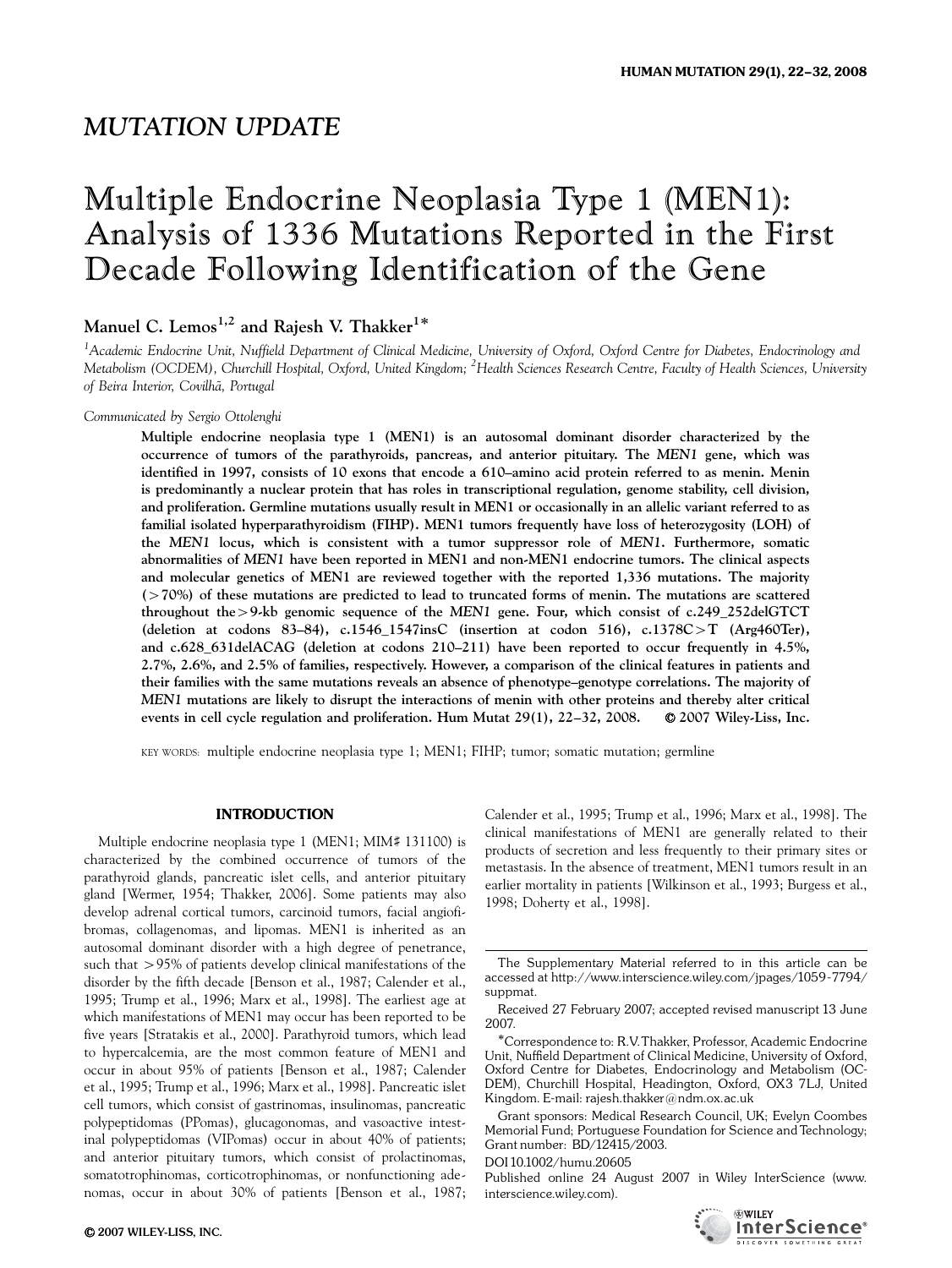## MUTATION UPDATE

# Multiple Endocrine Neoplasia Type 1 (MEN1): Analysis of 1336 Mutations Reported in the First Decade Following Identification of the Gene

**Manuel C. Lemos[1,2] and Rajesh V. Thakker[1*]**

*[1]Academic Endocrine Unit, Nuffield Department of Clinical Medicine, University of Oxford, Oxford Centre for Diabetes, Endocrinology and Metabolism (OCDEM), Churchill Hospital, Oxford, United Kingdom; [2]Health Sciences Research Centre, Faculty of Health Sciences, University of Beira Interior, Covilhã, Portugal*

*Communicated by Sergio Ottolenghi*

**Multiple endocrine neoplasia type 1 (MEN1) is an autosomal dominant disorder characterized by the occurrence of tumors of the parathyroids, pancreas, and anterior pituitary. The *MEN1* gene, which was identified in 1997, consists of 10 exons that encode a 610–amino acid protein referred to as menin. Menin is predominantly a nuclear protein that has roles in transcriptional regulation, genome stability, cell division, and proliferation. Germline mutations usually result in MEN1 or occasionally in an allelic variant referred to as familial isolated hyperparathyroidism (FIHP). MEN1 tumors frequently have loss of heterozygosity (LOH) of the *MEN1* locus, which is consistent with a tumor suppressor role of *MEN1*. Furthermore, somatic abnormalities of *MEN1* have been reported in MEN1 and non-MEN1 endocrine tumors. The clinical aspects and molecular genetics of MEN1 are reviewed together with the reported 1,336 mutations. The majority (>70%) of these mutations are predicted to lead to truncated forms of menin. The mutations are scattered throughout the >9-kb genomic sequence of the *MEN1* gene. Four, which consist of c.249_252delGTCT (deletion at codons 83–84), c.1546_1547insC (insertion at codon 516), c.1378C>T (Arg460Ter), and c.628_631delACAG (deletion at codons 210–211) have been reported to occur frequently in 4.5%, 2.7%, 2.6%, and 2.5% of families, respectively. However, a comparison of the clinical features in patients and their families with the same mutations reveals an absence of phenotype–genotype correlations. The majority of *MEN1* mutations are likely to disrupt the interactions of menin with other proteins and thereby alter critical events in cell cycle regulation and proliferation. Hum Mutat 29(1), 22–32, 2008. © 2007 Wiley-Liss, Inc.**

KEY WORDS: multiple endocrine neoplasia type 1; MEN1; FIHP; tumor; somatic mutation; germline

## INTRODUCTION

Multiple endocrine neoplasia type 1 (MEN1; MIM# 131100) is characterized by the combined occurrence of tumors of the parathyroid glands, pancreatic islet cells, and anterior pituitary gland [Wermer, 1954; Thakker, 2006]. Some patients may also develop adrenal cortical tumors, carcinoid tumors, facial angiofibromas, collagenomas, and lipomas. MEN1 is inherited as an autosomal dominant disorder with a high degree of penetrance, such that >95% of patients develop clinical manifestations of the disorder by the fifth decade [Benson et al., 1987; Calender et al., 1995; Trump et al., 1996; Marx et al., 1998]. The earliest age at which manifestations of MEN1 may occur has been reported to be five years [Stratakis et al., 2000]. Parathyroid tumors, which lead to hypercalcemia, are the most common feature of MEN1 and occur in about 95% of patients [Benson et al., 1987; Calender et al., 1995; Trump et al., 1996; Marx et al., 1998]. Pancreatic islet cell tumors, which consist of gastrinomas, insulinomas, pancreatic polypeptidomas (PPomas), glucagonomas, and vasoactive intestinal polypeptidomas (VIPomas) occur in about 40% of patients; and anterior pituitary tumors, which consist of prolactinomas, somatotrophinomas, corticotrophinomas, or nonfunctioning adenomas, occur in about 30% of patients [Benson et al., 1987; Calender et al., 1995; Trump et al., 1996; Marx et al., 1998]. The clinical manifestations of MEN1 are generally related to their products of secretion and less frequently to their primary sites or metastasis. In the absence of treatment, MEN1 tumors result in an earlier mortality in patients [Wilkinson et al., 1993; Burgess et al., 1998; Doherty et al., 1998].

The Supplementary Material referred to in this article can be accessed at http://www.interscience.wiley.com/jpages/1059-7794/suppmat.

Received 27 February 2007; accepted revised manuscript 13 June 2007.

*Correspondence to: R.V. Thakker, Professor, Academic Endocrine Unit, Nuffield Department of Clinical Medicine, University of Oxford, Oxford Centre for Diabetes, Endocrinology and Metabolism (OCDEM), Churchill Hospital, Headington, Oxford, OX3 7LJ, United Kingdom. E-mail: rajesh.thakker@ndm.ox.ac.uk

Grant sponsors: Medical Research Council, UK; Evelyn Coombes Memorial Fund; Portuguese Foundation for Science and Technology; Grant number: BD/12415/2003.

DOI 10.1002/humu.20605

Published online 24 August 2007 in Wiley InterScience (www.interscience.wiley.com).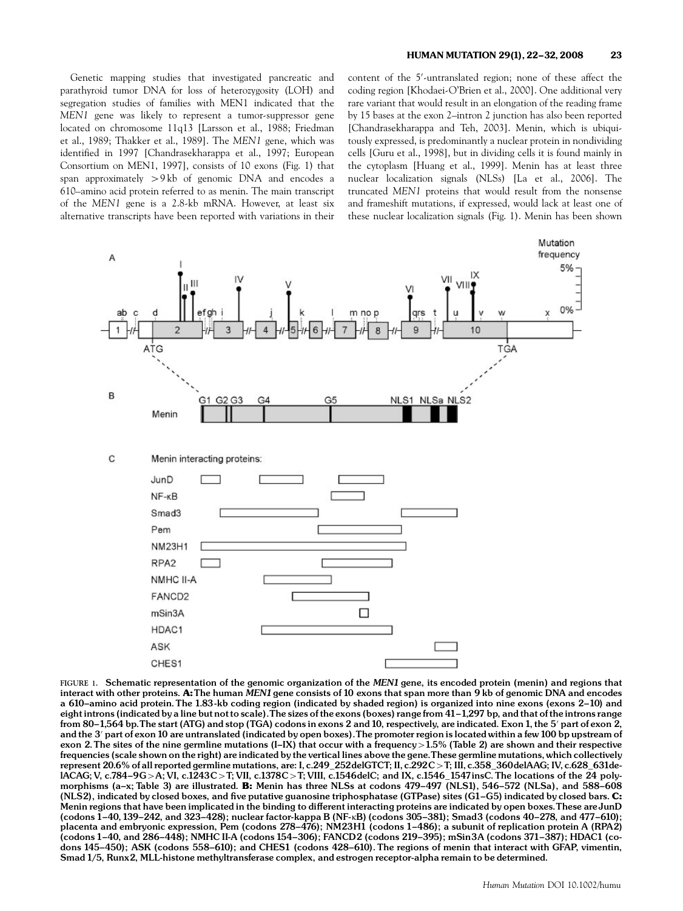Genetic mapping studies that investigated pancreatic and parathyroid tumor DNA for loss of heterozygosity (LOH) and segregation studies of families with MEN1 indicated that the *MEN1* gene was likely to represent a tumor-suppressor gene located on chromosome 11q13 [Larsson et al., 1988; Friedman et al., 1989; Thakker et al., 1989]. The *MEN1* gene, which was identified in 1997 [Chandrasekharappa et al., 1997; European Consortium on MEN1, 1997], consists of 10 exons (Fig. 1) that span approximately >9 kb of genomic DNA and encodes a 610–amino acid protein referred to as menin. The main transcript of the *MEN1* gene is a 2.8-kb mRNA. However, at least six alternative transcripts have been reported with variations in their content of the 5′-untranslated region; none of these affect the coding region [Khodaei-O'Brien et al., 2000]. One additional very rare variant that would result in an elongation of the reading frame by 15 bases at the exon 2–intron 2 junction has also been reported [Chandrasekharappa and Teh, 2003]. Menin, which is ubiquitously expressed, is predominantly a nuclear protein in nondividing cells [Guru et al., 1998], but in dividing cells it is found mainly in the cytoplasm [Huang et al., 1999]. Menin has at least three nuclear localization signals (NLSs) [La et al., 2006]. The truncated *MEN1* proteins that would result from the nonsense and frameshift mutations, if expressed, would lack at least one of these nuclear localization signals (Fig. 1). Menin has been shown

**FIGURE 1. Schematic representation of the genomic organization of the *MEN1* gene, its encoded protein (menin) and regions that interact with other proteins. A: The human *MEN1* gene consists of 10 exons that span more than 9 kb of genomic DNA and encodes a 610–amino acid protein. The 1.83-kb coding region (indicated by shaded region) is organized into nine exons (exons 2–10) and eight introns (indicated by a line but not to scale). The sizes of the exons (boxes) range from 41–1,297 bp, and that of the introns range from 80–1,564 bp. The start (ATG) and stop (TGA) codons in exons 2 and 10, respectively, are indicated. Exon 1, the 5′ part of exon 2, and the 3′ part of exon 10 are untranslated (indicated by open boxes). The promoter region is located within a few 100 bp upstream of exon 2. The sites of the nine germline mutations (I–IX) that occur with a frequency >1.5% (Table 2) are shown and their respective frequencies (scale shown on the right) are indicated by the vertical lines above the gene. These germline mutations, which collectively represent 20.6% of all reported germline mutations, are: I, c.249_252delGTCT; II, c.292C>T; III, c.358_360delAAG; IV, c.628_631delACAG; V, c.784–9G>A; VI, c.1243C>T; VII, c.1378C>T; VIII, c.1546delC; and IX, c.1546_1547insC. The locations of the 24 polymorphisms (a–x; Table 3) are illustrated. B: Menin has three NLSs at codons 479–497 (NLS1), 546–572 (NLSa), and 588–608 (NLS2), indicated by closed boxes, and five putative guanosine triphosphatase (GTPase) sites (G1–G5) indicated by closed bars. C: Menin regions that have been implicated in the binding to different interacting proteins are indicated by open boxes. These are JunD (codons 1–40, 139–242, and 323–428); nuclear factor-kappa B (NF-κB) (codons 305–381); Smad3 (codons 40–278, and 477–610); placenta and embryonic expression, Pem (codons 278–476); NM23H1 (codons 1–486); a subunit of replication protein A (RPA2) (codons 1–40, and 286–448); NMHC II-A (codons 154–306); FANCD2 (codons 219–395); mSin3A (codons 371–387); HDAC1 (codons 145–450); ASK (codons 558–610); and CHES1 (codons 428–610). The regions of menin that interact with GFAP, vimentin, Smad 1/5, Runx2, MLL-histone methyltransferase complex, and estrogen receptor-alpha remain to be determined.**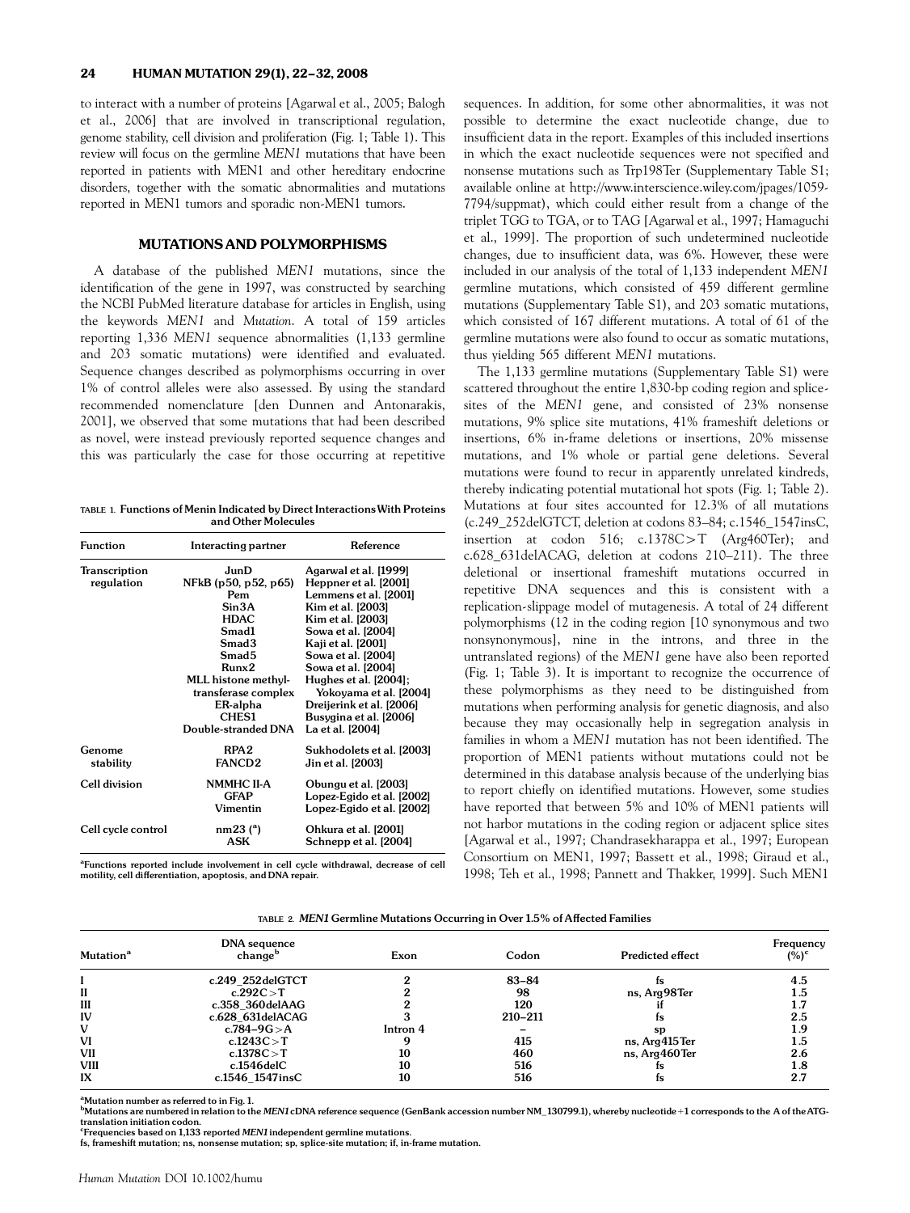to interact with a number of proteins [Agarwal et al., 2005; Balogh et al., 2006] that are involved in transcriptional regulation, genome stability, cell division and proliferation (Fig. 1; Table 1). This review will focus on the germline *MEN1* mutations that have been reported in patients with MEN1 and other hereditary endocrine disorders, together with the somatic abnormalities and mutations reported in MEN1 tumors and sporadic non-MEN1 tumors.

## MUTATIONS AND POLYMORPHISMS

A database of the published *MEN1* mutations, since the identification of the gene in 1997, was constructed by searching the NCBI PubMed literature database for articles in English, using the keywords *MEN1* and *Mutation*. A total of 159 articles reporting 1,336 *MEN1* sequence abnormalities (1,133 germline and 203 somatic mutations) were identified and evaluated. Sequence changes described as polymorphisms occurring in over 1% of control alleles were also assessed. By using the standard recommended nomenclature [den Dunnen and Antonarakis, 2001], we observed that some mutations that had been described as novel, were instead previously reported sequence changes and this was particularly the case for those occurring at repetitive sequences. In addition, for some other abnormalities, it was not possible to determine the exact nucleotide change, due to insufficient data in the report. Examples of this included insertions in which the exact nucleotide sequences were not specified and nonsense mutations such as Trp198Ter (Supplementary Table S1; available online at http://www.interscience.wiley.com/jpages/1059-7794/suppmat), which could either result from a change of the triplet TGG to TGA, or to TAG [Agarwal et al., 1997; Hamaguchi et al., 1999]. The proportion of such undetermined nucleotide changes, due to insufficient data, was 6%. However, these were included in our analysis of the total of 1,133 independent *MEN1* germline mutations, which consisted of 459 different germline mutations (Supplementary Table S1), and 203 somatic mutations, which consisted of 167 different mutations. A total of 61 of the germline mutations were also found to occur as somatic mutations, thus yielding 565 different *MEN1* mutations.

The 1,133 germline mutations (Supplementary Table S1) were scattered throughout the entire 1,830-bp coding region and splice-sites of the *MEN1* gene, and consisted of 23% nonsense mutations, 9% splice site mutations, 41% frameshift deletions or insertions, 6% in-frame deletions or insertions, 20% missense mutations, and 1% whole or partial gene deletions. Several mutations were found to recur in apparently unrelated kindreds, thereby indicating potential mutational hot spots (Fig. 1; Table 2). Mutations at four sites accounted for 12.3% of all mutations (c.249_252delGTCT, deletion at codons 83–84; c.1546_1547insC, insertion at codon 516; c.1378C>T (Arg460Ter); and c.628_631delACAG, deletion at codons 210–211). The three deletional or insertional frameshift mutations occurred in repetitive DNA sequences and this is consistent with a replication-slippage model of mutagenesis. A total of 24 different polymorphisms (12 in the coding region [10 synonymous and two nonsynonymous], nine in the introns, and three in the untranslated regions) of the *MEN1* gene have also been reported (Fig. 1; Table 3). It is important to recognize the occurrence of these polymorphisms as they need to be distinguished from mutations when performing analysis for genetic diagnosis, and also because they may occasionally help in segregation analysis in families in whom a *MEN1* mutation has not been identified. The proportion of MEN1 patients without mutations could not be determined in this database analysis because of the underlying bias to report chiefly on identified mutations. However, some studies have reported that between 5% and 10% of MEN1 patients will not harbor mutations in the coding region or adjacent splice sites [Agarwal et al., 1997; Chandrasekharappa et al., 1997; European Consortium on MEN1, 1997; Bassett et al., 1998; Giraud et al., 1998; Teh et al., 1998; Pannett and Thakker, 1999]. Such MEN1

**TABLE 1. Functions of Menin Indicated by Direct Interactions With Proteins and Other Molecules**

| Function | Interacting partner | Reference |
|---|---|---|
| Transcription regulation | JunD | Agarwal et al. [1999] |
| | NFkB (p50, p52, p65) | Heppner et al. [2001] |
| | Pem | Lemmens et al. [2001] |
| | Sin3A | Kim et al. [2003] |
| | HDAC | Kim et al. [2003] |
| | Smad1 | Sowa et al. [2004] |
| | Smad3 | Kaji et al. [2001] |
| | Smad5 | Sowa et al. [2004] |
| | Runx2 | Sowa et al. [2004] |
| | MLL histone methyl-transferase complex | Hughes et al. [2004]; Yokoyama et al. [2004] |
| | ER-alpha | Dreijerink et al. [2006] |
| | CHES1 | Busygina et al. [2006] |
| | Double-stranded DNA | La et al. [2004] |
| Genome stability | RPA2 | Sukhodolets et al. [2003] |
| | FANCD2 | Jin et al. [2003] |
| Cell division | NMMHC II-A | Obungu et al. [2003] |
| | GFAP | Lopez-Egido et al. [2002] |
| | Vimentin | Lopez-Egido et al. [2002] |
| Cell cycle control | nm23 ([a]) | Ohkura et al. [2001] |
| | ASK | Schnepp et al. [2004] |

[a]Functions reported include involvement in cell cycle withdrawal, decrease of cell motility, cell differentiation, apoptosis, and DNA repair.

**TABLE 2. *MEN1* Germline Mutations Occurring in Over 1.5% of Affected Families**

| Mutation[a] | DNA sequence change[b] | Exon | Codon | Predicted effect | Frequency (%)[c] |
|---|---|---|---|---|---|
| I | c.249_252delGTCT | 2 | 83–84 | fs | 4.5 |
| II | c.292C>T | 2 | 98 | ns, Arg98Ter | 1.5 |
| III | c.358_360delAAG | 2 | 120 | if | 1.7 |
| IV | c.628_631delACAG | 3 | 210–211 | fs | 2.5 |
| V | c.784–9G>A | Intron 4 | – | sp | 1.9 |
| VI | c.1243C>T | 9 | 415 | ns, Arg415Ter | 1.5 |
| VII | c.1378C>T | 10 | 460 | ns, Arg460Ter | 2.6 |
| VIII | c.1546delC | 10 | 516 | fs | 1.8 |
| IX | c.1546_1547insC | 10 | 516 | fs | 2.7 |

[a]Mutation number as referred to in Fig. 1.
[b]Mutations are numbered in relation to the *MEN1* cDNA reference sequence (GenBank accession number NM_130799.1), whereby nucleotide +1 corresponds to the A of the ATG-translation initiation codon.
[c]Frequencies based on 1,133 reported *MEN1* independent germline mutations.
fs, frameshift mutation; ns, nonsense mutation; sp, splice-site mutation; if, in-frame mutation.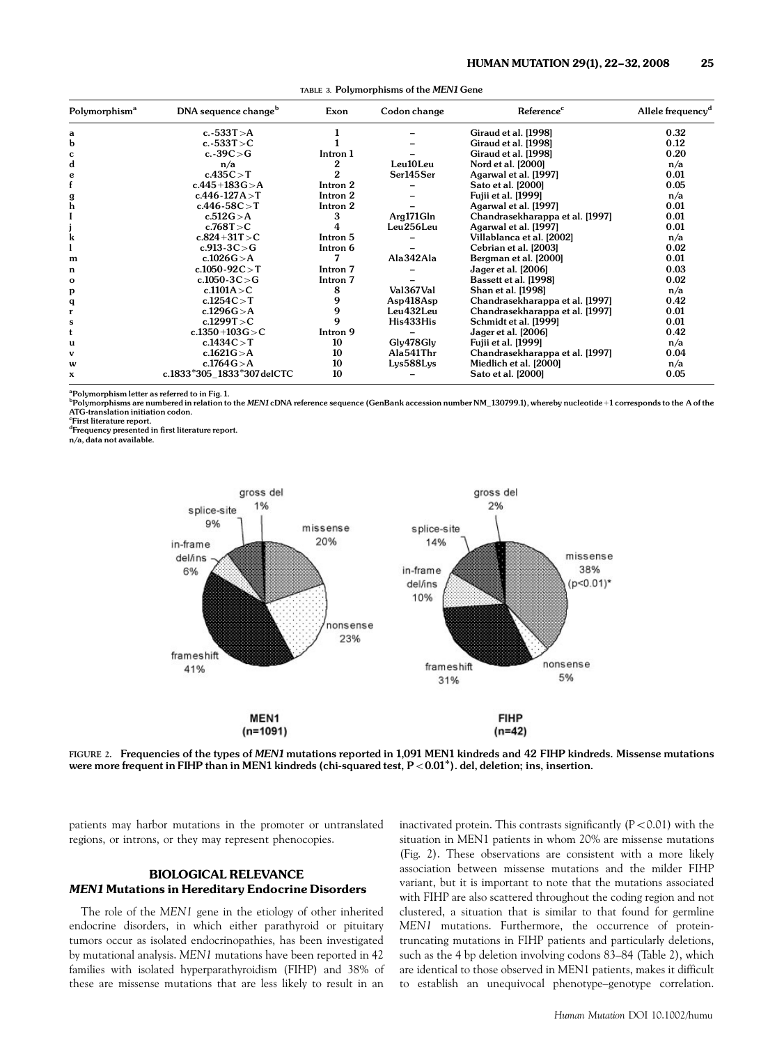TABLE 3. Polymorphisms of the *MEN1* Gene

| Polymorphism[a] | DNA sequence change[b] | Exon | Codon change | Reference[c] | Allele frequency[d] |
|---|---|---|---|---|---|
| a | c.-533T>A | 1 | – | Giraud et al. [1998] | 0.32 |
| b | c.-533T>C | 1 | – | Giraud et al. [1998] | 0.12 |
| c | c.-39C>G | Intron 1 | – | Giraud et al. [1998] | 0.20 |
| d | n/a | 2 | Leu10Leu | Nord et al. [2000] | n/a |
| e | c.435C>T | 2 | Ser145Ser | Agarwal et al. [1997] | 0.01 |
| f | c.445+183G>A | Intron 2 | – | Sato et al. [2000] | 0.05 |
| g | c.446-127A>T | Intron 2 | – | Fujii et al. [1999] | n/a |
| h | c.446-58C>T | Intron 2 | – | Agarwal et al. [1997] | 0.01 |
| I | c.512G>A | 3 | Arg171Gln | Chandrasekharappa et al. [1997] | 0.01 |
| j | c.768T>C | 4 | Leu256Leu | Agarwal et al. [1997] | 0.01 |
| k | c.824+31T>C | Intron 5 | – | Villablanca et al. [2002] | n/a |
| l | c.913-3C>G | Intron 6 | – | Cebrian et al. [2003] | 0.02 |
| m | c.1026G>A | 7 | Ala342Ala | Bergman et al. [2000] | 0.01 |
| n | c.1050-92C>T | Intron 7 | – | Jager et al. [2006] | 0.03 |
| o | c.1050-3C>G | Intron 7 | – | Bassett et al. [1998] | 0.02 |
| p | c.1101A>C | 8 | Val367Val | Shan et al. [1998] | n/a |
| q | c.1254C>T | 9 | Asp418Asp | Chandrasekharappa et al. [1997] | 0.42 |
| r | c.1296G>A | 9 | Leu432Leu | Chandrasekharappa et al. [1997] | 0.01 |
| s | c.1299T>C | 9 | His433His | Schmidt et al. [1999] | 0.01 |
| t | c.1350+103G>C | Intron 9 | – | Jager et al. [2006] | 0.42 |
| u | c.1434C>T | 10 | Gly478Gly | Fujii et al. [1999] | n/a |
| v | c.1621G>A | 10 | Ala541Thr | Chandrasekharappa et al. [1997] | 0.04 |
| w | c.1764G>A | 10 | Lys588Lys | Miedlich et al. [2000] | n/a |
| x | c.1833*305_1833*307delCTC | 10 | – | Sato et al. [2000] | 0.05 |

[a]Polymorphism letter as referred to in Fig. 1.
[b]Polymorphisms are numbered in relation to the *MEN1* cDNA reference sequence (GenBank accession number NM_130799.1), whereby nucleotide +1 corresponds to the A of the ATG-translation initiation codon.
[c]First literature report.
[d]Frequency presented in first literature report.
n/a, data not available.

FIGURE 2. Frequencies of the types of *MEN1* mutations reported in 1,091 MEN1 kindreds and 42 FIHP kindreds. Missense mutations were more frequent in FIHP than in MEN1 kindreds (chi-squared test, $P < 0.01$*). del, deletion; ins, insertion.

patients may harbor mutations in the promoter or untranslated regions, or introns, or they may represent phenocopies.

## BIOLOGICAL RELEVANCE

### *MEN1* Mutations in Hereditary Endocrine Disorders

The role of the *MEN1* gene in the etiology of other inherited endocrine disorders, in which either parathyroid or pituitary tumors occur as isolated endocrinopathies, has been investigated by mutational analysis. *MEN1* mutations have been reported in 42 families with isolated hyperparathyroidism (FIHP) and 38% of these are missense mutations that are less likely to result in an inactivated protein. This contrasts significantly ($P < 0.01$) with the situation in MEN1 patients in whom 20% are missense mutations (Fig. 2). These observations are consistent with a more likely association between missense mutations and the milder FIHP variant, but it is important to note that the mutations associated with FIHP are also scattered throughout the coding region and not clustered, a situation that is similar to that found for germline *MEN1* mutations. Furthermore, the occurrence of protein-truncating mutations in FIHP patients and particularly deletions, such as the 4 bp deletion involving codons 83–84 (Table 2), which are identical to those observed in MEN1 patients, makes it difficult to establish an unequivocal phenotype–genotype correlation.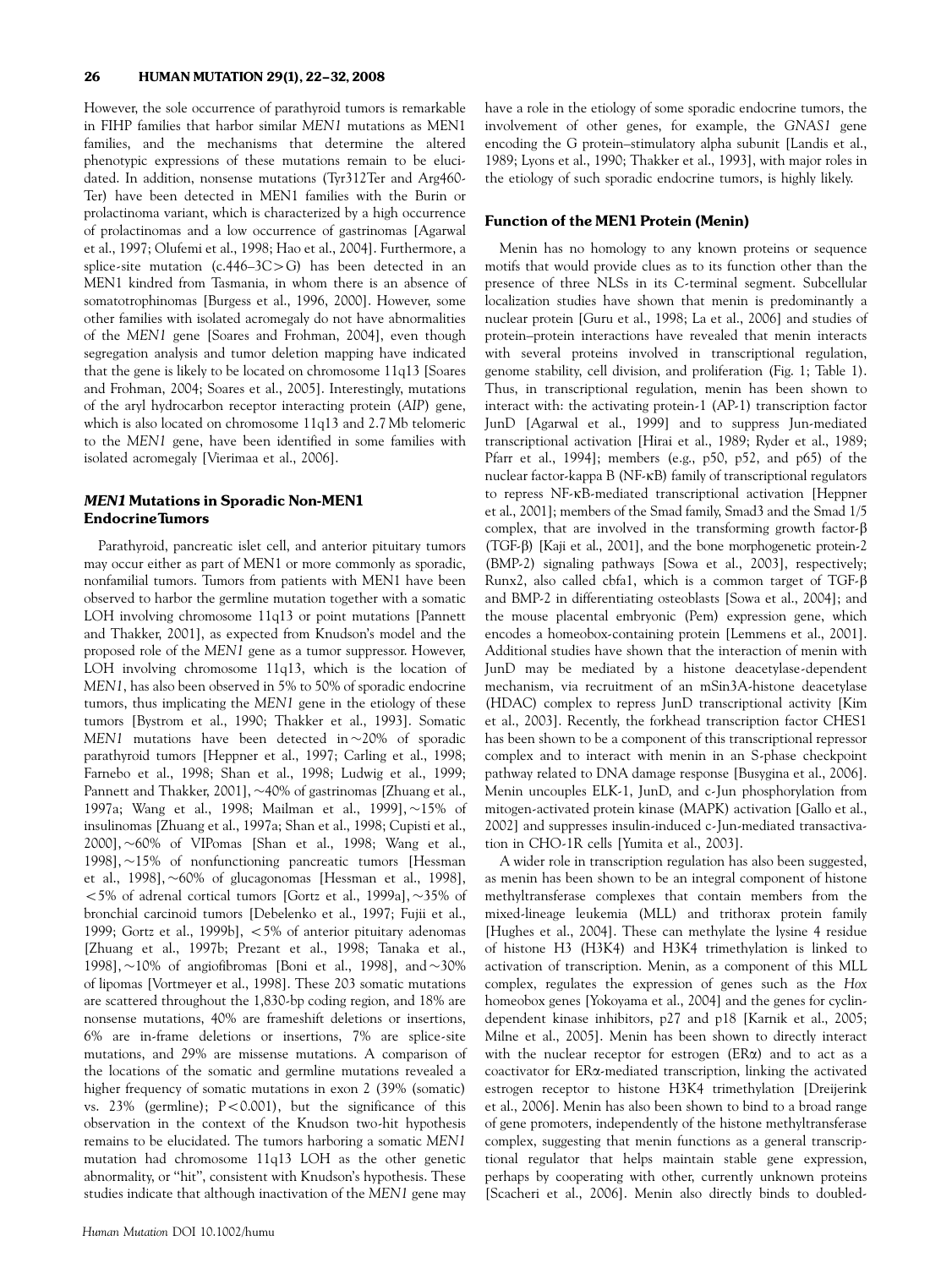However, the sole occurrence of parathyroid tumors is remarkable in FIHP families that harbor similar *MEN1* mutations as MEN1 families, and the mechanisms that determine the altered phenotypic expressions of these mutations remain to be elucidated. In addition, nonsense mutations (Tyr312Ter and Arg460-Ter) have been detected in MEN1 families with the Burin or prolactinoma variant, which is characterized by a high occurrence of prolactinomas and a low occurrence of gastrinomas [Agarwal et al., 1997; Olufemi et al., 1998; Hao et al., 2004]. Furthermore, a splice-site mutation (c.446–3C>G) has been detected in an MEN1 kindred from Tasmania, in whom there is an absence of somatotrophinomas [Burgess et al., 1996, 2000]. However, some other families with isolated acromegaly do not have abnormalities of the *MEN1* gene [Soares and Frohman, 2004], even though segregation analysis and tumor deletion mapping have indicated that the gene is likely to be located on chromosome 11q13 [Soares and Frohman, 2004; Soares et al., 2005]. Interestingly, mutations of the aryl hydrocarbon receptor interacting protein (*AIP*) gene, which is also located on chromosome 11q13 and 2.7 Mb telomeric to the *MEN1* gene, have been identified in some families with isolated acromegaly [Vierimaa et al., 2006].

## *MEN1* Mutations in Sporadic Non-MEN1 Endocrine Tumors

Parathyroid, pancreatic islet cell, and anterior pituitary tumors may occur either as part of MEN1 or more commonly as sporadic, nonfamilial tumors. Tumors from patients with MEN1 have been observed to harbor the germline mutation together with a somatic LOH involving chromosome 11q13 or point mutations [Pannett and Thakker, 2001], as expected from Knudson's model and the proposed role of the *MEN1* gene as a tumor suppressor. However, LOH involving chromosome 11q13, which is the location of *MEN1*, has also been observed in 5% to 50% of sporadic endocrine tumors, thus implicating the *MEN1* gene in the etiology of these tumors [Bystrom et al., 1990; Thakker et al., 1993]. Somatic *MEN1* mutations have been detected in ~20% of sporadic parathyroid tumors [Heppner et al., 1997; Carling et al., 1998; Farnebo et al., 1998; Shan et al., 1998; Ludwig et al., 1999; Pannett and Thakker, 2001], ~40% of gastrinomas [Zhuang et al., 1997a; Wang et al., 1998; Mailman et al., 1999], ~15% of insulinomas [Zhuang et al., 1997a; Shan et al., 1998; Cupisti et al., 2000], ~60% of VIPomas [Shan et al., 1998; Wang et al., 1998], ~15% of nonfunctioning pancreatic tumors [Hessman et al., 1998], ~60% of glucagonomas [Hessman et al., 1998], <5% of adrenal cortical tumors [Gortz et al., 1999a], ~35% of bronchial carcinoid tumors [Debelenko et al., 1997; Fujii et al., 1999; Gortz et al., 1999b], <5% of anterior pituitary adenomas [Zhuang et al., 1997b; Prezant et al., 1998; Tanaka et al., 1998], ~10% of angiofibromas [Boni et al., 1998], and ~30% of lipomas [Vortmeyer et al., 1998]. These 203 somatic mutations are scattered throughout the 1,830-bp coding region, and 18% are nonsense mutations, 40% are frameshift deletions or insertions, 6% are in-frame deletions or insertions, 7% are splice-site mutations, and 29% are missense mutations. A comparison of the locations of the somatic and germline mutations revealed a higher frequency of somatic mutations in exon 2 (39% (somatic) vs. 23% (germline); $P<0.001$), but the significance of this observation in the context of the Knudson two-hit hypothesis remains to be elucidated. The tumors harboring a somatic *MEN1* mutation had chromosome 11q13 LOH as the other genetic abnormality, or "hit", consistent with Knudson's hypothesis. These studies indicate that although inactivation of the *MEN1* gene may have a role in the etiology of some sporadic endocrine tumors, the involvement of other genes, for example, the *GNAS1* gene encoding the G protein–stimulatory alpha subunit [Landis et al., 1989; Lyons et al., 1990; Thakker et al., 1993], with major roles in the etiology of such sporadic endocrine tumors, is highly likely.

## Function of the MEN1 Protein (Menin)

Menin has no homology to any known proteins or sequence motifs that would provide clues as to its function other than the presence of three NLSs in its C-terminal segment. Subcellular localization studies have shown that menin is predominantly a nuclear protein [Guru et al., 1998; La et al., 2006] and studies of protein–protein interactions have revealed that menin interacts with several proteins involved in transcriptional regulation, genome stability, cell division, and proliferation (Fig. 1; Table 1). Thus, in transcriptional regulation, menin has been shown to interact with: the activating protein-1 (AP-1) transcription factor JunD [Agarwal et al., 1999] and to suppress Jun-mediated transcriptional activation [Hirai et al., 1989; Ryder et al., 1989; Pfarr et al., 1994]; members (e.g., p50, p52, and p65) of the nuclear factor-kappa B (NF-κB) family of transcriptional regulators to repress NF-κB-mediated transcriptional activation [Heppner et al., 2001]; members of the Smad family, Smad3 and the Smad 1/5 complex, that are involved in the transforming growth factor-β (TGF-β) [Kaji et al., 2001], and the bone morphogenetic protein-2 (BMP-2) signaling pathways [Sowa et al., 2003], respectively; Runx2, also called cbfa1, which is a common target of TGF-β and BMP-2 in differentiating osteoblasts [Sowa et al., 2004]; and the mouse placental embryonic (Pem) expression gene, which encodes a homeobox-containing protein [Lemmens et al., 2001]. Additional studies have shown that the interaction of menin with JunD may be mediated by a histone deacetylase-dependent mechanism, via recruitment of an mSin3A-histone deacetylase (HDAC) complex to repress JunD transcriptional activity [Kim et al., 2003]. Recently, the forkhead transcription factor CHES1 has been shown to be a component of this transcriptional repressor complex and to interact with menin in an S-phase checkpoint pathway related to DNA damage response [Busygina et al., 2006]. Menin uncouples ELK-1, JunD, and c-Jun phosphorylation from mitogen-activated protein kinase (MAPK) activation [Gallo et al., 2002] and suppresses insulin-induced c-Jun-mediated transactivation in CHO-1R cells [Yumita et al., 2003].

A wider role in transcription regulation has also been suggested, as menin has been shown to be an integral component of histone methyltransferase complexes that contain members from the mixed-lineage leukemia (MLL) and trithorax protein family [Hughes et al., 2004]. These can methylate the lysine 4 residue of histone H3 (H3K4) and H3K4 trimethylation is linked to activation of transcription. Menin, as a component of this MLL complex, regulates the expression of genes such as the *Hox* homeobox genes [Yokoyama et al., 2004] and the genes for cyclin-dependent kinase inhibitors, p27 and p18 [Karnik et al., 2005; Milne et al., 2005]. Menin has been shown to directly interact with the nuclear receptor for estrogen (ERα) and to act as a coactivator for ERα-mediated transcription, linking the activated estrogen receptor to histone H3K4 trimethylation [Dreijerink et al., 2006]. Menin has also been shown to bind to a broad range of gene promoters, independently of the histone methyltransferase complex, suggesting that menin functions as a general transcriptional regulator that helps maintain stable gene expression, perhaps by cooperating with other, currently unknown proteins [Scacheri et al., 2006]. Menin also directly binds to doubled-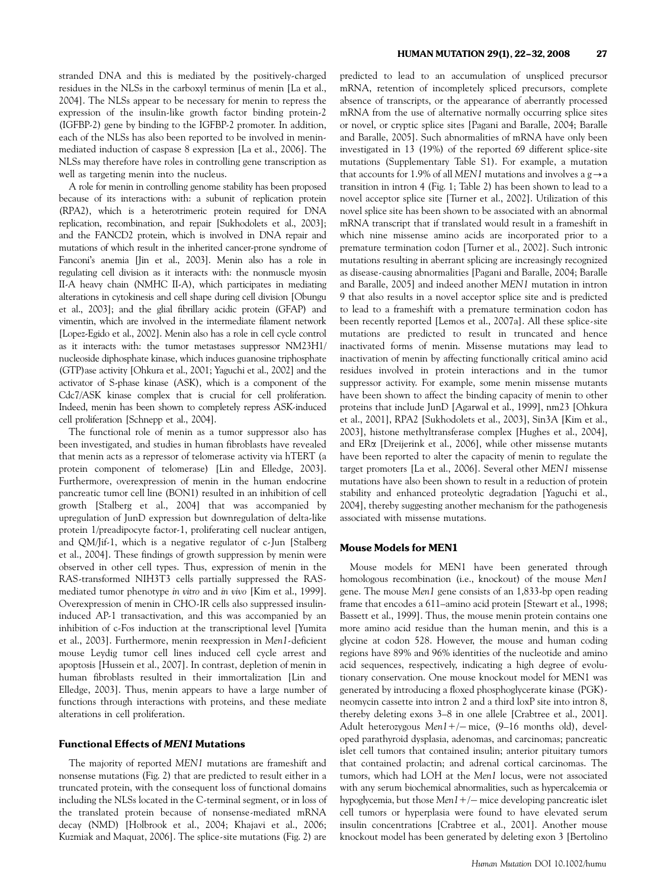stranded DNA and this is mediated by the positively-charged residues in the NLSs in the carboxyl terminus of menin [La et al., 2004]. The NLSs appear to be necessary for menin to repress the expression of the insulin-like growth factor binding protein-2 (IGFBP-2) gene by binding to the IGFBP-2 promoter. In addition, each of the NLSs has also been reported to be involved in menin-mediated induction of caspase 8 expression [La et al., 2006]. The NLSs may therefore have roles in controlling gene transcription as well as targeting menin into the nucleus.

A role for menin in controlling genome stability has been proposed because of its interactions with: a subunit of replication protein (RPA2), which is a heterotrimeric protein required for DNA replication, recombination, and repair [Sukhodolets et al., 2003]; and the FANCD2 protein, which is involved in DNA repair and mutations of which result in the inherited cancer-prone syndrome of Fanconi's anemia [Jin et al., 2003]. Menin also has a role in regulating cell division as it interacts with: the nonmuscle myosin II-A heavy chain (NMHC II-A), which participates in mediating alterations in cytokinesis and cell shape during cell division [Obungu et al., 2003]; and the glial fibrillary acidic protein (GFAP) and vimentin, which are involved in the intermediate filament network [Lopez-Egido et al., 2002]. Menin also has a role in cell cycle control as it interacts with: the tumor metastases suppressor NM23H1/nucleoside diphosphate kinase, which induces guanosine triphosphate (GTP)ase activity [Ohkura et al., 2001; Yaguchi et al., 2002] and the activator of S-phase kinase (ASK), which is a component of the Cdc7/ASK kinase complex that is crucial for cell proliferation. Indeed, menin has been shown to completely repress ASK-induced cell proliferation [Schnepp et al., 2004].

The functional role of menin as a tumor suppressor also has been investigated, and studies in human fibroblasts have revealed that menin acts as a repressor of telomerase activity via hTERT (a protein component of telomerase) [Lin and Elledge, 2003]. Furthermore, overexpression of menin in the human endocrine pancreatic tumor cell line (BON1) resulted in an inhibition of cell growth [Stalberg et al., 2004] that was accompanied by upregulation of JunD expression but downregulation of delta-like protein 1/preadipocyte factor-1, proliferating cell nuclear antigen, and QM/Jif-1, which is a negative regulator of c-Jun [Stalberg et al., 2004]. These findings of growth suppression by menin were observed in other cell types. Thus, expression of menin in the RAS-transformed NIH3T3 cells partially suppressed the RAS-mediated tumor phenotype *in vitro* and *in vivo* [Kim et al., 1999]. Overexpression of menin in CHO-IR cells also suppressed insulin-induced AP-1 transactivation, and this was accompanied by an inhibition of c-Fos induction at the transcriptional level [Yumita et al., 2003]. Furthermore, menin reexpression in *Men1*-deficient mouse Leydig tumor cell lines induced cell cycle arrest and apoptosis [Hussein et al., 2007]. In contrast, depletion of menin in human fibroblasts resulted in their immortalization [Lin and Elledge, 2003]. Thus, menin appears to have a large number of functions through interactions with proteins, and these mediate alterations in cell proliferation.

### Functional Effects of *MEN1* Mutations

The majority of reported *MEN1* mutations are frameshift and nonsense mutations (Fig. 2) that are predicted to result either in a truncated protein, with the consequent loss of functional domains including the NLSs located in the C-terminal segment, or in loss of the translated protein because of nonsense-mediated mRNA decay (NMD) [Holbrook et al., 2004; Khajavi et al., 2006; Kuzmiak and Maquat, 2006]. The splice-site mutations (Fig. 2) are predicted to lead to an accumulation of unspliced precursor mRNA, retention of incompletely spliced precursors, complete absence of transcripts, or the appearance of aberrantly processed mRNA from the use of alternative normally occurring splice sites or novel, or cryptic splice sites [Pagani and Baralle, 2004; Baralle and Baralle, 2005]. Such abnormalities of mRNA have only been investigated in 13 (19%) of the reported 69 different splice-site mutations (Supplementary Table S1). For example, a mutation that accounts for 1.9% of all *MEN1* mutations and involves a g→a transition in intron 4 (Fig. 1; Table 2) has been shown to lead to a novel acceptor splice site [Turner et al., 2002]. Utilization of this novel splice site has been shown to be associated with an abnormal mRNA transcript that if translated would result in a frameshift in which nine missense amino acids are incorporated prior to a premature termination codon [Turner et al., 2002]. Such intronic mutations resulting in aberrant splicing are increasingly recognized as disease-causing abnormalities [Pagani and Baralle, 2004; Baralle and Baralle, 2005] and indeed another *MEN1* mutation in intron 9 that also results in a novel acceptor splice site and is predicted to lead to a frameshift with a premature termination codon has been recently reported [Lemos et al., 2007a]. All these splice-site mutations are predicted to result in truncated and hence inactivated forms of menin. Missense mutations may lead to inactivation of menin by affecting functionally critical amino acid residues involved in protein interactions and in the tumor suppressor activity. For example, some menin missense mutants have been shown to affect the binding capacity of menin to other proteins that include JunD [Agarwal et al., 1999], nm23 [Ohkura et al., 2001], RPA2 [Sukhodolets et al., 2003], Sin3A [Kim et al., 2003], histone methyltransferase complex [Hughes et al., 2004], and ERα [Dreijerink et al., 2006], while other missense mutants have been reported to alter the capacity of menin to regulate the target promoters [La et al., 2006]. Several other *MEN1* missense mutations have also been shown to result in a reduction of protein stability and enhanced proteolytic degradation [Yaguchi et al., 2004], thereby suggesting another mechanism for the pathogenesis associated with missense mutations.

### Mouse Models for MEN1

Mouse models for MEN1 have been generated through homologous recombination (i.e., knockout) of the mouse *Men1* gene. The mouse *Men1* gene consists of an 1,833-bp open reading frame that encodes a 611–amino acid protein [Stewart et al., 1998; Bassett et al., 1999]. Thus, the mouse menin protein contains one more amino acid residue than the human menin, and this is a glycine at codon 528. However, the mouse and human coding regions have 89% and 96% identities of the nucleotide and amino acid sequences, respectively, indicating a high degree of evolutionary conservation. One mouse knockout model for MEN1 was generated by introducing a floxed phosphoglycerate kinase (PGK)-neomycin cassette into intron 2 and a third loxP site into intron 8, thereby deleting exons 3–8 in one allele [Crabtree et al., 2001]. Adult heterozygous *Men1*+/− mice, (9–16 months old), developed parathyroid dysplasia, adenomas, and carcinomas; pancreatic islet cell tumors that contained insulin; anterior pituitary tumors that contained prolactin; and adrenal cortical carcinomas. The tumors, which had LOH at the *Men1* locus, were not associated with any serum biochemical abnormalities, such as hypercalcemia or hypoglycemia, but those *Men1*+/− mice developing pancreatic islet cell tumors or hyperplasia were found to have elevated serum insulin concentrations [Crabtree et al., 2001]. Another mouse knockout model has been generated by deleting exon 3 [Bertolino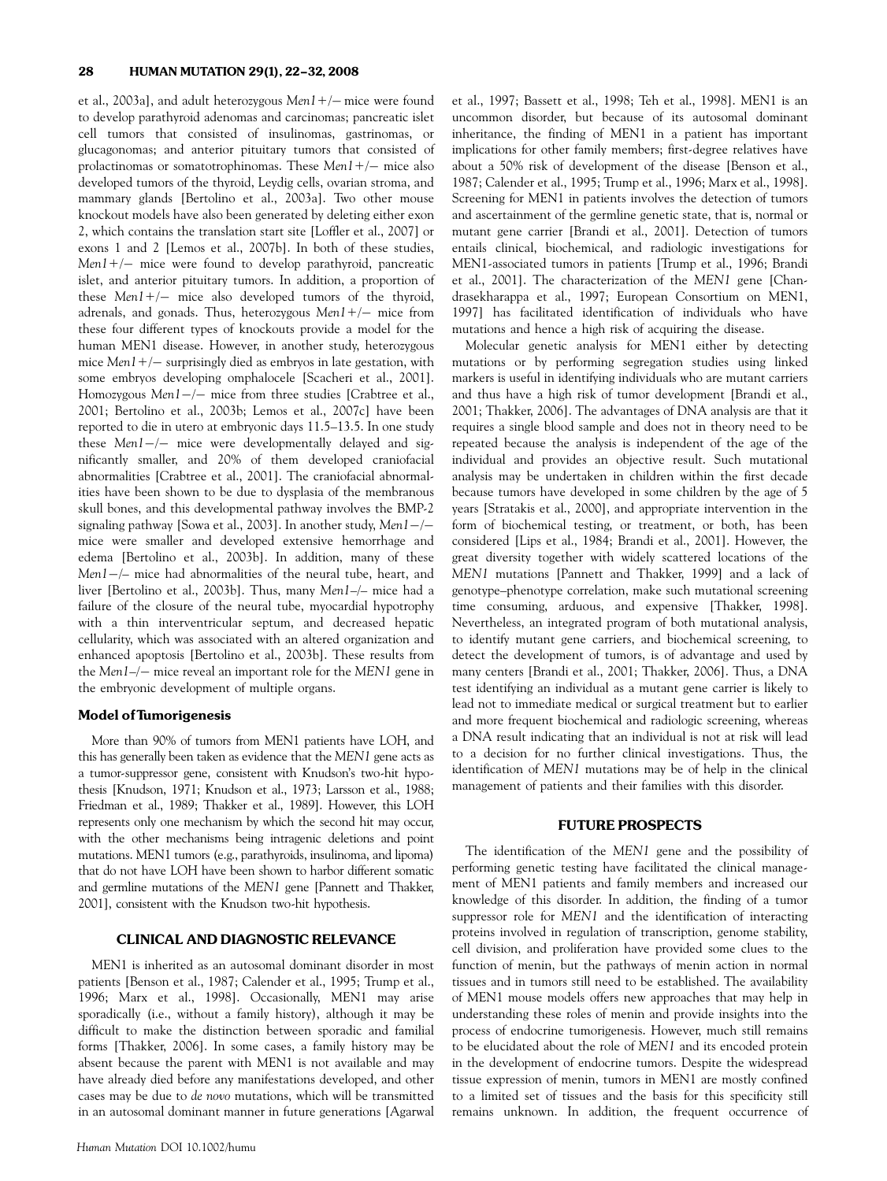et al., 2003a], and adult heterozygous *Men1+/−* mice were found to develop parathyroid adenomas and carcinomas; pancreatic islet cell tumors that consisted of insulinomas, gastrinomas, or glucagonomas; and anterior pituitary tumors that consisted of prolactinomas or somatotrophinomas. These *Men1+/−* mice also developed tumors of the thyroid, Leydig cells, ovarian stroma, and mammary glands [Bertolino et al., 2003a]. Two other mouse knockout models have also been generated by deleting either exon 2, which contains the translation start site [Loffler et al., 2007] or exons 1 and 2 [Lemos et al., 2007b]. In both of these studies, *Men1+/−* mice were found to develop parathyroid, pancreatic islet, and anterior pituitary tumors. In addition, a proportion of these *Men1+/−* mice also developed tumors of the thyroid, adrenals, and gonads. Thus, heterozygous *Men1+/−* mice from these four different types of knockouts provide a model for the human MEN1 disease. However, in another study, heterozygous mice *Men1+/−* surprisingly died as embryos in late gestation, with some embryos developing omphalocele [Scacheri et al., 2001]. Homozygous *Men1−/−* mice from three studies [Crabtree et al., 2001; Bertolino et al., 2003b; Lemos et al., 2007c] have been reported to die in utero at embryonic days 11.5–13.5. In one study these *Men1−/−* mice were developmentally delayed and significantly smaller, and 20% of them developed craniofacial abnormalities [Crabtree et al., 2001]. The craniofacial abnormalities have been shown to be due to dysplasia of the membranous skull bones, and this developmental pathway involves the BMP-2 signaling pathway [Sowa et al., 2003]. In another study, *Men1−/−* mice were smaller and developed extensive hemorrhage and edema [Bertolino et al., 2003b]. In addition, many of these *Men1−/−* mice had abnormalities of the neural tube, heart, and liver [Bertolino et al., 2003b]. Thus, many *Men1−/−* mice had a failure of the closure of the neural tube, myocardial hypotrophy with a thin interventricular septum, and decreased hepatic cellularity, which was associated with an altered organization and enhanced apoptosis [Bertolino et al., 2003b]. These results from the *Men1−/−* mice reveal an important role for the *MEN1* gene in the embryonic development of multiple organs.

### Model of Tumorigenesis

More than 90% of tumors from MEN1 patients have LOH, and this has generally been taken as evidence that the *MEN1* gene acts as a tumor-suppressor gene, consistent with Knudson's two-hit hypothesis [Knudson, 1971; Knudson et al., 1973; Larsson et al., 1988; Friedman et al., 1989; Thakker et al., 1989]. However, this LOH represents only one mechanism by which the second hit may occur, with the other mechanisms being intragenic deletions and point mutations. MEN1 tumors (e.g., parathyroids, insulinoma, and lipoma) that do not have LOH have been shown to harbor different somatic and germline mutations of the *MEN1* gene [Pannett and Thakker, 2001], consistent with the Knudson two-hit hypothesis.

## CLINICAL AND DIAGNOSTIC RELEVANCE

MEN1 is inherited as an autosomal dominant disorder in most patients [Benson et al., 1987; Calender et al., 1995; Trump et al., 1996; Marx et al., 1998]. Occasionally, MEN1 may arise sporadically (i.e., without a family history), although it may be difficult to make the distinction between sporadic and familial forms [Thakker, 2006]. In some cases, a family history may be absent because the parent with MEN1 is not available and may have already died before any manifestations developed, and other cases may be due to *de novo* mutations, which will be transmitted in an autosomal dominant manner in future generations [Agarwal et al., 1997; Bassett et al., 1998; Teh et al., 1998]. MEN1 is an uncommon disorder, but because of its autosomal dominant inheritance, the finding of MEN1 in a patient has important implications for other family members; first-degree relatives have about a 50% risk of development of the disease [Benson et al., 1987; Calender et al., 1995; Trump et al., 1996; Marx et al., 1998]. Screening for MEN1 in patients involves the detection of tumors and ascertainment of the germline genetic state, that is, normal or mutant gene carrier [Brandi et al., 2001]. Detection of tumors entails clinical, biochemical, and radiologic investigations for MEN1-associated tumors in patients [Trump et al., 1996; Brandi et al., 2001]. The characterization of the *MEN1* gene [Chandrasekharappa et al., 1997; European Consortium on MEN1, 1997] has facilitated identification of individuals who have mutations and hence a high risk of acquiring the disease.

Molecular genetic analysis for MEN1 either by detecting mutations or by performing segregation studies using linked markers is useful in identifying individuals who are mutant carriers and thus have a high risk of tumor development [Brandi et al., 2001; Thakker, 2006]. The advantages of DNA analysis are that it requires a single blood sample and does not in theory need to be repeated because the analysis is independent of the age of the individual and provides an objective result. Such mutational analysis may be undertaken in children within the first decade because tumors have developed in some children by the age of 5 years [Stratakis et al., 2000], and appropriate intervention in the form of biochemical testing, or treatment, or both, has been considered [Lips et al., 1984; Brandi et al., 2001]. However, the great diversity together with widely scattered locations of the *MEN1* mutations [Pannett and Thakker, 1999] and a lack of genotype–phenotype correlation, make such mutational screening time consuming, arduous, and expensive [Thakker, 1998]. Nevertheless, an integrated program of both mutational analysis, to identify mutant gene carriers, and biochemical screening, to detect the development of tumors, is of advantage and used by many centers [Brandi et al., 2001; Thakker, 2006]. Thus, a DNA test identifying an individual as a mutant gene carrier is likely to lead not to immediate medical or surgical treatment but to earlier and more frequent biochemical and radiologic screening, whereas a DNA result indicating that an individual is not at risk will lead to a decision for no further clinical investigations. Thus, the identification of *MEN1* mutations may be of help in the clinical management of patients and their families with this disorder.

## FUTURE PROSPECTS

The identification of the *MEN1* gene and the possibility of performing genetic testing have facilitated the clinical management of MEN1 patients and family members and increased our knowledge of this disorder. In addition, the finding of a tumor suppressor role for *MEN1* and the identification of interacting proteins involved in regulation of transcription, genome stability, cell division, and proliferation have provided some clues to the function of menin, but the pathways of menin action in normal tissues and in tumors still need to be established. The availability of MEN1 mouse models offers new approaches that may help in understanding these roles of menin and provide insights into the process of endocrine tumorigenesis. However, much still remains to be elucidated about the role of *MEN1* and its encoded protein in the development of endocrine tumors. Despite the widespread tissue expression of menin, tumors in MEN1 are mostly confined to a limited set of tissues and the basis for this specificity still remains unknown. In addition, the frequent occurrence of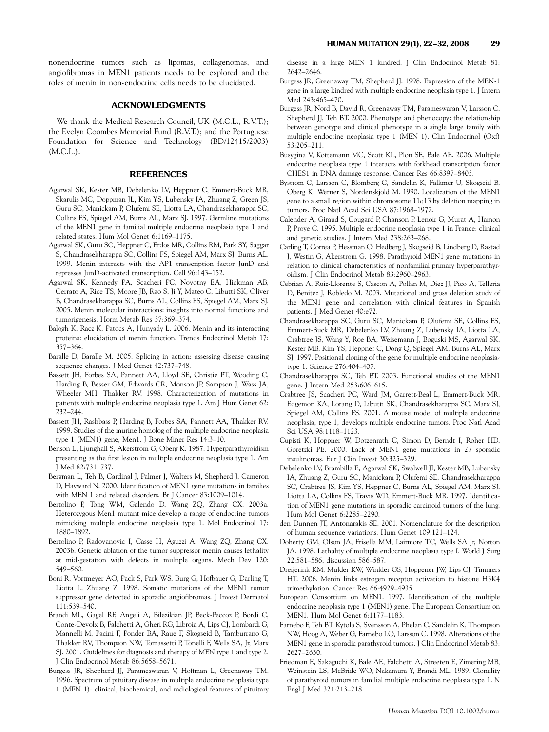nonendocrine tumors such as lipomas, collagenomas, and angiofibromas in MEN1 patients needs to be explored and the roles of menin in non-endocrine cells needs to be elucidated.

## ACKNOWLEDGMENTS

We thank the Medical Research Council, UK (M.C.L., R.V.T.); the Evelyn Coombes Memorial Fund (R.V.T.); and the Portuguese Foundation for Science and Technology (BD/12415/2003) (M.C.L.).

## REFERENCES

Agarwal SK, Kester MB, Debelenko LV, Heppner C, Emmert-Buck MR, Skarulis MC, Doppman JL, Kim YS, Lubensky IA, Zhuang Z, Green JS, Guru SC, Manickam P, Olufemi SE, Liotta LA, Chandrasekharappa SC, Collins FS, Spiegel AM, Burns AL, Marx SJ. 1997. Germline mutations of the MEN1 gene in familial multiple endocrine neoplasia type 1 and related states. Hum Mol Genet 6:1169–1175.

Agarwal SK, Guru SC, Heppner C, Erdos MR, Collins RM, Park SY, Saggar S, Chandrasekharappa SC, Collins FS, Spiegel AM, Marx SJ, Burns AL. 1999. Menin interacts with the AP1 transcription factor JunD and represses JunD-activated transcription. Cell 96:143–152.

Agarwal SK, Kennedy PA, Scacheri PC, Novotny EA, Hickman AB, Cerrato A, Rice TS, Moore JB, Rao S, Ji Y, Mateo C, Libutti SK, Oliver B, Chandrasekharappa SC, Burns AL, Collins FS, Spiegel AM, Marx SJ. 2005. Menin molecular interactions: insights into normal functions and tumorigenesis. Horm Metab Res 37:369–374.

Balogh K, Racz K, Patocs A, Hunyady L. 2006. Menin and its interacting proteins: elucidation of menin function. Trends Endocrinol Metab 17: 357–364.

Baralle D, Baralle M. 2005. Splicing in action: assessing disease causing sequence changes. J Med Genet 42:737–748.

Bassett JH, Forbes SA, Pannett AA, Lloyd SE, Christie PT, Wooding C, Harding B, Besser GM, Edwards CR, Monson JP, Sampson J, Wass JA, Wheeler MH, Thakker RV. 1998. Characterization of mutations in patients with multiple endocrine neoplasia type 1. Am J Hum Genet 62: 232–244.

Bassett JH, Rashbass P, Harding B, Forbes SA, Pannett AA, Thakker RV. 1999. Studies of the murine homolog of the multiple endocrine neoplasia type 1 (MEN1) gene, Men1. J Bone Miner Res 14:3–10.

Benson L, Ljunghall S, Akerstrom G, Oberg K. 1987. Hyperparathyroidism presenting as the first lesion in multiple endocrine neoplasia type 1. Am J Med 82:731–737.

Bergman L, Teh B, Cardinal J, Palmer J, Walters M, Shepherd J, Cameron D, Hayward N. 2000. Identification of MEN1 gene mutations in families with MEN 1 and related disorders. Br J Cancer 83:1009–1014.

Bertolino P, Tong WM, Galendo D, Wang ZQ, Zhang CX. 2003a. Heterozygous Men1 mutant mice develop a range of endocrine tumors mimicking multiple endocrine neoplasia type 1. Mol Endocrinol 17: 1880–1892.

Bertolino P, Radovanovic I, Casse H, Aguzzi A, Wang ZQ, Zhang CX. 2003b. Genetic ablation of the tumor suppressor menin causes lethality at mid-gestation with defects in multiple organs. Mech Dev 120: 549–560.

Boni R, Vortmeyer AO, Pack S, Park WS, Burg G, Hofbauer G, Darling T, Liotta L, Zhuang Z. 1998. Somatic mutations of the MEN1 tumor suppressor gene detected in sporadic angiofibromas. J Invest Dermatol 111:539–540.

Brandi ML, Gagel RF, Angeli A, Bilezikian JP, Beck-Peccoz P, Bordi C, Conte-Devolx B, Falchetti A, Gheri RG, Libroia A, Lips CJ, Lombardi G, Mannelli M, Pacini F, Ponder BA, Raue F, Skogseid B, Tamburrano G, Thakker RV, Thompson NW, Tomassetti P, Tonelli F, Wells SA, Jr, Marx SJ. 2001. Guidelines for diagnosis and therapy of MEN type 1 and type 2. J Clin Endocrinol Metab 86:5658–5671.

Burgess JR, Shepherd JJ, Parameswaran V, Hoffman L, Greenaway TM. 1996. Spectrum of pituitary disease in multiple endocrine neoplasia type 1 (MEN 1): clinical, biochemical, and radiological features of pituitary disease in a large MEN 1 kindred. J Clin Endocrinol Metab 81: 2642–2646.

Burgess JR, Greenaway TM, Shepherd JJ. 1998. Expression of the MEN-1 gene in a large kindred with multiple endocrine neoplasia type 1. J Intern Med 243:465–470.

Burgess JR, Nord B, David R, Greenaway TM, Parameswaran V, Larsson C, Shepherd JJ, Teh BT. 2000. Phenotype and phenocopy: the relationship between genotype and clinical phenotype in a single large family with multiple endocrine neoplasia type 1 (MEN 1). Clin Endocrinol (Oxf) 53:205–211.

Busygina V, Kottemann MC, Scott KL, Plon SE, Bale AE. 2006. Multiple endocrine neoplasia type 1 interacts with forkhead transcription factor CHES1 in DNA damage response. Cancer Res 66:8397–8403.

Bystrom C, Larsson C, Blomberg C, Sandelin K, Falkmer U, Skogseid B, Oberg K, Werner S, Nordenskjold M. 1990. Localization of the MEN1 gene to a small region within chromosome 11q13 by deletion mapping in tumors. Proc Natl Acad Sci USA 87:1968–1972.

Calender A, Giraud S, Cougard P, Chanson P, Lenoir G, Murat A, Hamon P, Proye C. 1995. Multiple endocrine neoplasia type 1 in France: clinical and genetic studies. J Intern Med 238:263–268.

Carling T, Correa P, Hessman O, Hedberg J, Skogseid B, Lindberg D, Rastad J, Westin G, Akerstrom G. 1998. Parathyroid MEN1 gene mutations in relation to clinical characteristics of nonfamilial primary hyperparathyroidism. J Clin Endocrinol Metab 83:2960–2963.

Cebrian A, Ruiz-Llorente S, Cascon A, Pollan M, Diez JJ, Pico A, Telleria D, Benitez J, Robledo M. 2003. Mutational and gross deletion study of the MEN1 gene and correlation with clinical features in Spanish patients. J Med Genet 40:e72.

Chandrasekharappa SC, Guru SC, Manickam P, Olufemi SE, Collins FS, Emmert-Buck MR, Debelenko LV, Zhuang Z, Lubensky IA, Liotta LA, Crabtree JS, Wang Y, Roe BA, Weisemann J, Boguski MS, Agarwal SK, Kester MB, Kim YS, Heppner C, Dong Q, Spiegel AM, Burns AL, Marx SJ. 1997. Positional cloning of the gene for multiple endocrine neoplasia-type 1. Science 276:404–407.

Chandrasekharappa SC, Teh BT. 2003. Functional studies of the MEN1 gene. J Intern Med 253:606–615.

Crabtree JS, Scacheri PC, Ward JM, Garrett-Beal L, Emmert-Buck MR, Edgemon KA, Lorang D, Libutti SK, Chandrasekharappa SC, Marx SJ, Spiegel AM, Collins FS. 2001. A mouse model of multiple endocrine neoplasia, type 1, develops multiple endocrine tumors. Proc Natl Acad Sci USA 98:1118–1123.

Cupisti K, Hoppner W, Dotzenrath C, Simon D, Berndt I, Roher HD, Goretzki PE. 2000. Lack of MEN1 gene mutations in 27 sporadic insulinomas. Eur J Clin Invest 30:325–329.

Debelenko LV, Brambilla E, Agarwal SK, Swalwell JI, Kester MB, Lubensky IA, Zhuang Z, Guru SC, Manickam P, Olufemi SE, Chandrasekharappa SC, Crabtree JS, Kim YS, Heppner C, Burns AL, Spiegel AM, Marx SJ, Liotta LA, Collins FS, Travis WD, Emmert-Buck MR. 1997. Identification of MEN1 gene mutations in sporadic carcinoid tumors of the lung. Hum Mol Genet 6:2285–2290.

den Dunnen JT, Antonarakis SE. 2001. Nomenclature for the description of human sequence variations. Hum Genet 109:121–124.

Doherty GM, Olson JA, Frisella MM, Lairmore TC, Wells SA Jr, Norton JA. 1998. Lethality of multiple endocrine neoplasia type I. World J Surg 22:581–586; discussion 586–587.

Dreijerink KM, Mulder KW, Winkler GS, Hoppener JW, Lips CJ, Timmers HT. 2006. Menin links estrogen receptor activation to histone H3K4 trimethylation. Cancer Res 66:4929–4935.

European Consortium on MEN1. 1997. Identification of the multiple endocrine neoplasia type 1 (MEN1) gene. The European Consortium on MEN1. Hum Mol Genet 6:1177–1183.

Farnebo F, Teh BT, Kytola S, Svensson A, Phelan C, Sandelin K, Thompson NW, Hoog A, Weber G, Farnebo LO, Larsson C. 1998. Alterations of the MEN1 gene in sporadic parathyroid tumors. J Clin Endocrinol Metab 83: 2627–2630.

Friedman E, Sakaguchi K, Bale AE, Falchetti A, Streeten E, Zimering MB, Weinstein LS, McBride WO, Nakamura Y, Brandi ML. 1989. Clonality of parathyroid tumors in familial multiple endocrine neoplasia type 1. N Engl J Med 321:213–218.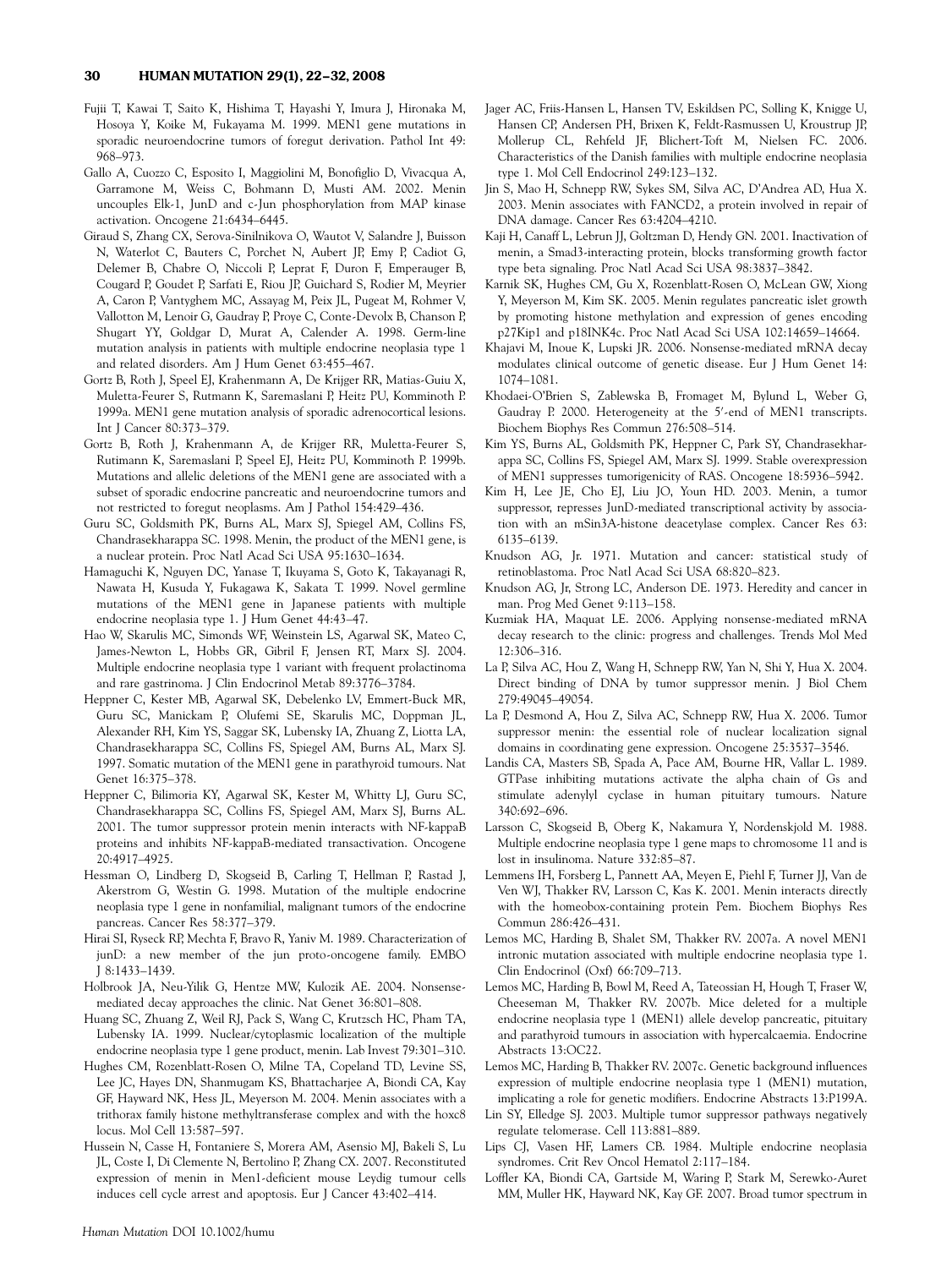Fujii T, Kawai T, Saito K, Hishima T, Hayashi Y, Imura J, Hironaka M, Hosoya Y, Koike M, Fukayama M. 1999. MEN1 gene mutations in sporadic neuroendocrine tumors of foregut derivation. Pathol Int 49: 968–973.

Gallo A, Cuozzo C, Esposito I, Maggiolini M, Bonofiglio D, Vivacqua A, Garramone M, Weiss C, Bohmann D, Musti AM. 2002. Menin uncouples Elk-1, JunD and c-Jun phosphorylation from MAP kinase activation. Oncogene 21:6434–6445.

Giraud S, Zhang CX, Serova-Sinilnikova O, Wautot V, Salandre J, Buisson N, Waterlot C, Bauters C, Porchet N, Aubert JP, Emy P, Cadiot G, Delemer B, Chabre O, Niccoli P, Leprat F, Duron F, Emperauger B, Cougard P, Goudet P, Sarfati E, Riou JP, Guichard S, Rodier M, Meyrier A, Caron P, Vantyghem MC, Assayag M, Peix JL, Pugeat M, Rohmer V, Vallotton M, Lenoir G, Gaudray P, Proye C, Conte-Devolx B, Chanson P, Shugart YY, Goldgar D, Murat A, Calender A. 1998. Germ-line mutation analysis in patients with multiple endocrine neoplasia type 1 and related disorders. Am J Hum Genet 63:455–467.

Gortz B, Roth J, Speel EJ, Krahenmann A, De Krijger RR, Matias-Guiu X, Muletta-Feurer S, Rutmann K, Saremaslani P, Heitz PU, Komminoth P. 1999a. MEN1 gene mutation analysis of sporadic adrenocortical lesions. Int J Cancer 80:373–379.

Gortz B, Roth J, Krahenmann A, de Krijger RR, Muletta-Feurer S, Rutimann K, Saremaslani P, Speel EJ, Heitz PU, Komminoth P. 1999b. Mutations and allelic deletions of the MEN1 gene are associated with a subset of sporadic endocrine pancreatic and neuroendocrine tumors and not restricted to foregut neoplasms. Am J Pathol 154:429–436.

Guru SC, Goldsmith PK, Burns AL, Marx SJ, Spiegel AM, Collins FS, Chandrasekharappa SC. 1998. Menin, the product of the MEN1 gene, is a nuclear protein. Proc Natl Acad Sci USA 95:1630–1634.

Hamaguchi K, Nguyen DC, Yanase T, Ikuyama S, Goto K, Takayanagi R, Nawata H, Kusuda Y, Fukagawa K, Sakata T. 1999. Novel germline mutations of the MEN1 gene in Japanese patients with multiple endocrine neoplasia type 1. J Hum Genet 44:43–47.

Hao W, Skarulis MC, Simonds WF, Weinstein LS, Agarwal SK, Mateo C, James-Newton L, Hobbs GR, Gibril F, Jensen RT, Marx SJ. 2004. Multiple endocrine neoplasia type 1 variant with frequent prolactinoma and rare gastrinoma. J Clin Endocrinol Metab 89:3776–3784.

Heppner C, Kester MB, Agarwal SK, Debelenko LV, Emmert-Buck MR, Guru SC, Manickam P, Olufemi SE, Skarulis MC, Doppman JL, Alexander RH, Kim YS, Saggar SK, Lubensky IA, Zhuang Z, Liotta LA, Chandrasekharappa SC, Collins FS, Spiegel AM, Burns AL, Marx SJ. 1997. Somatic mutation of the MEN1 gene in parathyroid tumours. Nat Genet 16:375–378.

Heppner C, Bilimoria KY, Agarwal SK, Kester M, Whitty LJ, Guru SC, Chandrasekharappa SC, Collins FS, Spiegel AM, Marx SJ, Burns AL. 2001. The tumor suppressor protein menin interacts with NF-kappaB proteins and inhibits NF-kappaB-mediated transactivation. Oncogene 20:4917–4925.

Hessman O, Lindberg D, Skogseid B, Carling T, Hellman P, Rastad J, Akerstrom G, Westin G. 1998. Mutation of the multiple endocrine neoplasia type 1 gene in nonfamilial, malignant tumors of the endocrine pancreas. Cancer Res 58:377–379.

Hirai SI, Ryseck RP, Mechta F, Bravo R, Yaniv M. 1989. Characterization of junD: a new member of the jun proto-oncogene family. EMBO J 8:1433–1439.

Holbrook JA, Neu-Yilik G, Hentze MW, Kulozik AE. 2004. Nonsense-mediated decay approaches the clinic. Nat Genet 36:801–808.

Huang SC, Zhuang Z, Weil RJ, Pack S, Wang C, Krutzsch HC, Pham TA, Lubensky IA. 1999. Nuclear/cytoplasmic localization of the multiple endocrine neoplasia type 1 gene product, menin. Lab Invest 79:301–310.

Hughes CM, Rozenblatt-Rosen O, Milne TA, Copeland TD, Levine SS, Lee JC, Hayes DN, Shanmugam KS, Bhattacharjee A, Biondi CA, Kay GF, Hayward NK, Hess JL, Meyerson M. 2004. Menin associates with a trithorax family histone methyltransferase complex and with the hoxc8 locus. Mol Cell 13:587–597.

Hussein N, Casse H, Fontaniere S, Morera AM, Asensio MJ, Bakeli S, Lu JL, Coste I, Di Clemente N, Bertolino P, Zhang CX. 2007. Reconstituted expression of menin in Men1-deficient mouse Leydig tumour cells induces cell cycle arrest and apoptosis. Eur J Cancer 43:402–414.

Jager AC, Friis-Hansen L, Hansen TV, Eskildsen PC, Solling K, Knigge U, Hansen CP, Andersen PH, Brixen K, Feldt-Rasmussen U, Kroustrup JP, Mollerup CL, Rehfeld JF, Blichert-Toft M, Nielsen FC. 2006. Characteristics of the Danish families with multiple endocrine neoplasia type 1. Mol Cell Endocrinol 249:123–132.

Jin S, Mao H, Schnepp RW, Sykes SM, Silva AC, D'Andrea AD, Hua X. 2003. Menin associates with FANCD2, a protein involved in repair of DNA damage. Cancer Res 63:4204–4210.

Kaji H, Canaff L, Lebrun JJ, Goltzman D, Hendy GN. 2001. Inactivation of menin, a Smad3-interacting protein, blocks transforming growth factor type beta signaling. Proc Natl Acad Sci USA 98:3837–3842.

Karnik SK, Hughes CM, Gu X, Rozenblatt-Rosen O, McLean GW, Xiong Y, Meyerson M, Kim SK. 2005. Menin regulates pancreatic islet growth by promoting histone methylation and expression of genes encoding p27Kip1 and p18INK4c. Proc Natl Acad Sci USA 102:14659–14664.

Khajavi M, Inoue K, Lupski JR. 2006. Nonsense-mediated mRNA decay modulates clinical outcome of genetic disease. Eur J Hum Genet 14: 1074–1081.

Khodaei-O'Brien S, Zablewska B, Fromaget M, Bylund L, Weber G, Gaudray P. 2000. Heterogeneity at the 5′-end of MEN1 transcripts. Biochem Biophys Res Commun 276:508–514.

Kim YS, Burns AL, Goldsmith PK, Heppner C, Park SY, Chandrasekharappa SC, Collins FS, Spiegel AM, Marx SJ. 1999. Stable overexpression of MEN1 suppresses tumorigenicity of RAS. Oncogene 18:5936–5942.

Kim H, Lee JE, Cho EJ, Liu JO, Youn HD. 2003. Menin, a tumor suppressor, represses JunD-mediated transcriptional activity by association with an mSin3A-histone deacetylase complex. Cancer Res 63: 6135–6139.

Knudson AG, Jr. 1971. Mutation and cancer: statistical study of retinoblastoma. Proc Natl Acad Sci USA 68:820–823.

Knudson AG, Jr, Strong LC, Anderson DE. 1973. Heredity and cancer in man. Prog Med Genet 9:113–158.

Kuzmiak HA, Maquat LE. 2006. Applying nonsense-mediated mRNA decay research to the clinic: progress and challenges. Trends Mol Med 12:306–316.

La P, Silva AC, Hou Z, Wang H, Schnepp RW, Yan N, Shi Y, Hua X. 2004. Direct binding of DNA by tumor suppressor menin. J Biol Chem 279:49045–49054.

La P, Desmond A, Hou Z, Silva AC, Schnepp RW, Hua X. 2006. Tumor suppressor menin: the essential role of nuclear localization signal domains in coordinating gene expression. Oncogene 25:3537–3546.

Landis CA, Masters SB, Spada A, Pace AM, Bourne HR, Vallar L. 1989. GTPase inhibiting mutations activate the alpha chain of Gs and stimulate adenylyl cyclase in human pituitary tumours. Nature 340:692–696.

Larsson C, Skogseid B, Oberg K, Nakamura Y, Nordenskjold M. 1988. Multiple endocrine neoplasia type 1 gene maps to chromosome 11 and is lost in insulinoma. Nature 332:85–87.

Lemmens IH, Forsberg L, Pannett AA, Meyen E, Piehl F, Turner JJ, Van de Ven WJ, Thakker RV, Larsson C, Kas K. 2001. Menin interacts directly with the homeobox-containing protein Pem. Biochem Biophys Res Commun 286:426–431.

Lemos MC, Harding B, Shalet SM, Thakker RV. 2007a. A novel MEN1 intronic mutation associated with multiple endocrine neoplasia type 1. Clin Endocrinol (Oxf) 66:709–713.

Lemos MC, Harding B, Bowl M, Reed A, Tateossian H, Hough T, Fraser W, Cheeseman M, Thakker RV. 2007b. Mice deleted for a multiple endocrine neoplasia type 1 (MEN1) allele develop pancreatic, pituitary and parathyroid tumours in association with hypercalcaemia. Endocrine Abstracts 13:OC22.

Lemos MC, Harding B, Thakker RV. 2007c. Genetic background influences expression of multiple endocrine neoplasia type 1 (MEN1) mutation, implicating a role for genetic modifiers. Endocrine Abstracts 13:P199A.

Lin SY, Elledge SJ. 2003. Multiple tumor suppressor pathways negatively regulate telomerase. Cell 113:881–889.

Lips CJ, Vasen HF, Lamers CB. 1984. Multiple endocrine neoplasia syndromes. Crit Rev Oncol Hematol 2:117–184.

Loffler KA, Biondi CA, Gartside M, Waring P, Stark M, Serewko-Auret MM, Muller HK, Hayward NK, Kay GF. 2007. Broad tumor spectrum in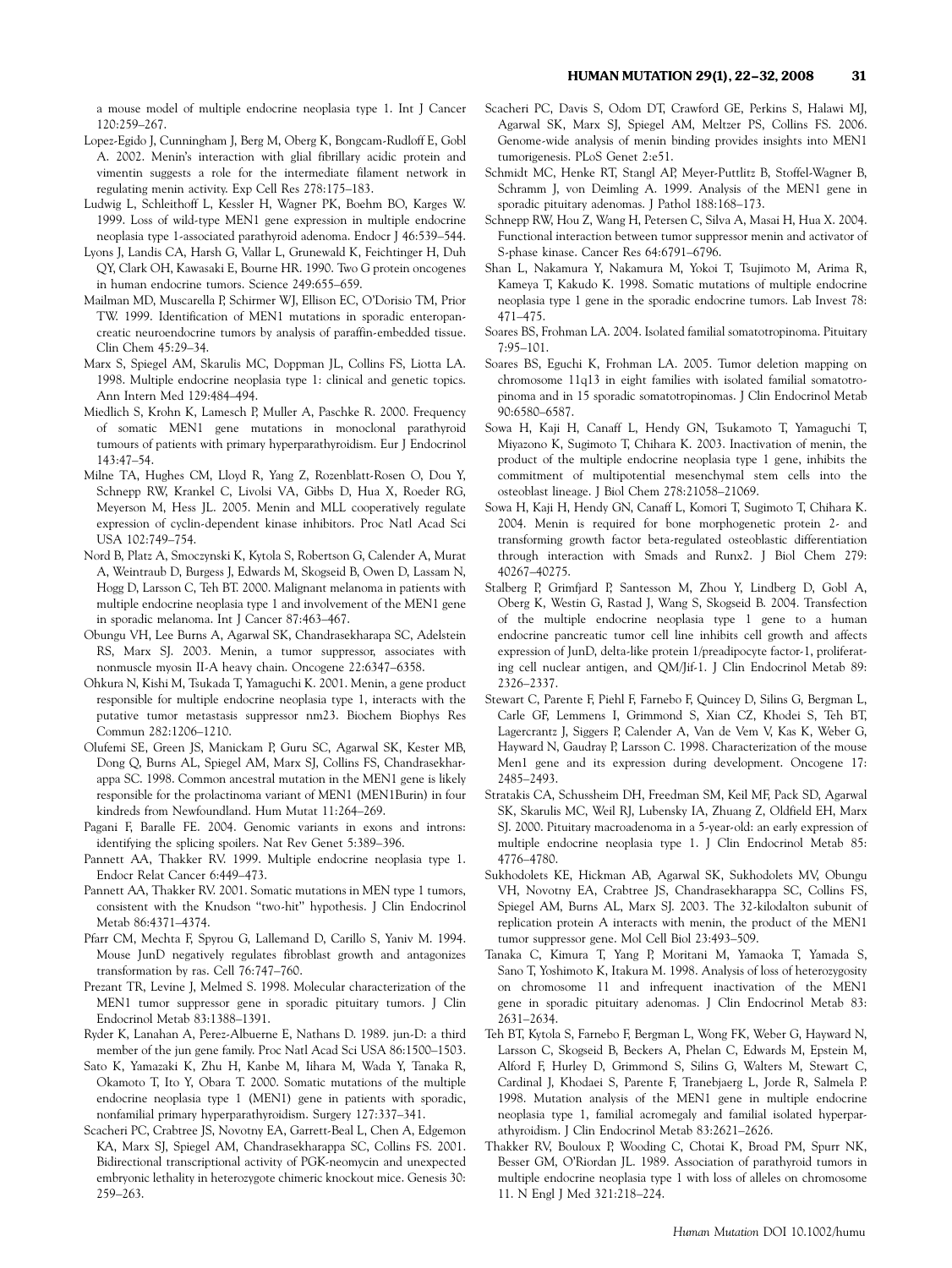a mouse model of multiple endocrine neoplasia type 1. Int J Cancer 120:259–267.

Lopez-Egido J, Cunningham J, Berg M, Oberg K, Bongcam-Rudloff E, Gobl A. 2002. Menin's interaction with glial fibrillary acidic protein and vimentin suggests a role for the intermediate filament network in regulating menin activity. Exp Cell Res 278:175–183.

Ludwig L, Schleithoff L, Kessler H, Wagner PK, Boehm BO, Karges W. 1999. Loss of wild-type MEN1 gene expression in multiple endocrine neoplasia type 1-associated parathyroid adenoma. Endocr J 46:539–544.

Lyons J, Landis CA, Harsh G, Vallar L, Grunewald K, Feichtinger H, Duh QY, Clark OH, Kawasaki E, Bourne HR. 1990. Two G protein oncogenes in human endocrine tumors. Science 249:655–659.

Mailman MD, Muscarella P, Schirmer WJ, Ellison EC, O'Dorisio TM, Prior TW. 1999. Identification of MEN1 mutations in sporadic enteropancreatic neuroendocrine tumors by analysis of paraffin-embedded tissue. Clin Chem 45:29–34.

Marx S, Spiegel AM, Skarulis MC, Doppman JL, Collins FS, Liotta LA. 1998. Multiple endocrine neoplasia type 1: clinical and genetic topics. Ann Intern Med 129:484–494.

Miedlich S, Krohn K, Lamesch P, Muller A, Paschke R. 2000. Frequency of somatic MEN1 gene mutations in monoclonal parathyroid tumours of patients with primary hyperparathyroidism. Eur J Endocrinol 143:47–54.

Milne TA, Hughes CM, Lloyd R, Yang Z, Rozenblatt-Rosen O, Dou Y, Schnepp RW, Krankel C, Livolsi VA, Gibbs D, Hua X, Roeder RG, Meyerson M, Hess JL. 2005. Menin and MLL cooperatively regulate expression of cyclin-dependent kinase inhibitors. Proc Natl Acad Sci USA 102:749–754.

Nord B, Platz A, Smoczynski K, Kytola S, Robertson G, Calender A, Murat A, Weintraub D, Burgess J, Edwards M, Skogseid B, Owen D, Lassam N, Hogg D, Larsson C, Teh BT. 2000. Malignant melanoma in patients with multiple endocrine neoplasia type 1 and involvement of the MEN1 gene in sporadic melanoma. Int J Cancer 87:463–467.

Obungu VH, Lee Burns A, Agarwal SK, Chandrasekharapa SC, Adelstein RS, Marx SJ. 2003. Menin, a tumor suppressor, associates with nonmuscle myosin II-A heavy chain. Oncogene 22:6347–6358.

Ohkura N, Kishi M, Tsukada T, Yamaguchi K. 2001. Menin, a gene product responsible for multiple endocrine neoplasia type 1, interacts with the putative tumor metastasis suppressor nm23. Biochem Biophys Res Commun 282:1206–1210.

Olufemi SE, Green JS, Manickam P, Guru SC, Agarwal SK, Kester MB, Dong Q, Burns AL, Spiegel AM, Marx SJ, Collins FS, Chandrasekharappa SC. 1998. Common ancestral mutation in the MEN1 gene is likely responsible for the prolactinoma variant of MEN1 (MEN1Burin) in four kindreds from Newfoundland. Hum Mutat 11:264–269.

Pagani F, Baralle FE. 2004. Genomic variants in exons and introns: identifying the splicing spoilers. Nat Rev Genet 5:389–396.

Pannett AA, Thakker RV. 1999. Multiple endocrine neoplasia type 1. Endocr Relat Cancer 6:449–473.

Pannett AA, Thakker RV. 2001. Somatic mutations in MEN type 1 tumors, consistent with the Knudson "two-hit" hypothesis. J Clin Endocrinol Metab 86:4371–4374.

Pfarr CM, Mechta F, Spyrou G, Lallemand D, Carillo S, Yaniv M. 1994. Mouse JunD negatively regulates fibroblast growth and antagonizes transformation by ras. Cell 76:747–760.

Prezant TR, Levine J, Melmed S. 1998. Molecular characterization of the MEN1 tumor suppressor gene in sporadic pituitary tumors. J Clin Endocrinol Metab 83:1388–1391.

Ryder K, Lanahan A, Perez-Albuerne E, Nathans D. 1989. jun-D: a third member of the jun gene family. Proc Natl Acad Sci USA 86:1500–1503.

Sato K, Yamazaki K, Zhu H, Kanbe M, Iihara M, Wada Y, Tanaka R, Okamoto T, Ito Y, Obara T. 2000. Somatic mutations of the multiple endocrine neoplasia type 1 (MEN1) gene in patients with sporadic, nonfamilial primary hyperparathyroidism. Surgery 127:337–341.

Scacheri PC, Crabtree JS, Novotny EA, Garrett-Beal L, Chen A, Edgemon KA, Marx SJ, Spiegel AM, Chandrasekharappa SC, Collins FS. 2001. Bidirectional transcriptional activity of PGK-neomycin and unexpected embryonic lethality in heterozygote chimeric knockout mice. Genesis 30: 259–263.

Scacheri PC, Davis S, Odom DT, Crawford GE, Perkins S, Halawi MJ, Agarwal SK, Marx SJ, Spiegel AM, Meltzer PS, Collins FS. 2006. Genome-wide analysis of menin binding provides insights into MEN1 tumorigenesis. PLoS Genet 2:e51.

Schmidt MC, Henke RT, Stangl AP, Meyer-Puttlitz B, Stoffel-Wagner B, Schramm J, von Deimling A. 1999. Analysis of the MEN1 gene in sporadic pituitary adenomas. J Pathol 188:168–173.

Schnepp RW, Hou Z, Wang H, Petersen C, Silva A, Masai H, Hua X. 2004. Functional interaction between tumor suppressor menin and activator of S-phase kinase. Cancer Res 64:6791–6796.

Shan L, Nakamura Y, Nakamura M, Yokoi T, Tsujimoto M, Arima R, Kameya T, Kakudo K. 1998. Somatic mutations of multiple endocrine neoplasia type 1 gene in the sporadic endocrine tumors. Lab Invest 78: 471–475.

Soares BS, Frohman LA. 2004. Isolated familial somatotropinoma. Pituitary 7:95–101.

Soares BS, Eguchi K, Frohman LA. 2005. Tumor deletion mapping on chromosome 11q13 in eight families with isolated familial somatotropinoma and in 15 sporadic somatotropinomas. J Clin Endocrinol Metab 90:6580–6587.

Sowa H, Kaji H, Canaff L, Hendy GN, Tsukamoto T, Yamaguchi T, Miyazono K, Sugimoto T, Chihara K. 2003. Inactivation of menin, the product of the multiple endocrine neoplasia type 1 gene, inhibits the commitment of multipotential mesenchymal stem cells into the osteoblast lineage. J Biol Chem 278:21058–21069.

Sowa H, Kaji H, Hendy GN, Canaff L, Komori T, Sugimoto T, Chihara K. 2004. Menin is required for bone morphogenetic protein 2- and transforming growth factor beta-regulated osteoblastic differentiation through interaction with Smads and Runx2. J Biol Chem 279: 40267–40275.

Stalberg P, Grimfjard P, Santesson M, Zhou Y, Lindberg D, Gobl A, Oberg K, Westin G, Rastad J, Wang S, Skogseid B. 2004. Transfection of the multiple endocrine neoplasia type 1 gene to a human endocrine pancreatic tumor cell line inhibits cell growth and affects expression of JunD, delta-like protein 1/preadipocyte factor-1, proliferating cell nuclear antigen, and QM/Jif-1. J Clin Endocrinol Metab 89: 2326–2337.

Stewart C, Parente F, Piehl F, Farnebo F, Quincey D, Silins G, Bergman L, Carle GF, Lemmens I, Grimmond S, Xian CZ, Khodei S, Teh BT, Lagercrantz J, Siggers P, Calender A, Van de Vem V, Kas K, Weber G, Hayward N, Gaudray P, Larsson C. 1998. Characterization of the mouse Men1 gene and its expression during development. Oncogene 17: 2485–2493.

Stratakis CA, Schussheim DH, Freedman SM, Keil MF, Pack SD, Agarwal SK, Skarulis MC, Weil RJ, Lubensky IA, Zhuang Z, Oldfield EH, Marx SJ. 2000. Pituitary macroadenoma in a 5-year-old: an early expression of multiple endocrine neoplasia type 1. J Clin Endocrinol Metab 85: 4776–4780.

Sukhodolets KE, Hickman AB, Agarwal SK, Sukhodolets MV, Obungu VH, Novotny EA, Crabtree JS, Chandrasekharappa SC, Collins FS, Spiegel AM, Burns AL, Marx SJ. 2003. The 32-kilodalton subunit of replication protein A interacts with menin, the product of the MEN1 tumor suppressor gene. Mol Cell Biol 23:493–509.

Tanaka C, Kimura T, Yang P, Moritani M, Yamaoka T, Yamada S, Sano T, Yoshimoto K, Itakura M. 1998. Analysis of loss of heterozygosity on chromosome 11 and infrequent inactivation of the MEN1 gene in sporadic pituitary adenomas. J Clin Endocrinol Metab 83: 2631–2634.

Teh BT, Kytola S, Farnebo F, Bergman L, Wong FK, Weber G, Hayward N, Larsson C, Skogseid B, Beckers A, Phelan C, Edwards M, Epstein M, Alford F, Hurley D, Grimmond S, Silins G, Walters M, Stewart C, Cardinal J, Khodaei S, Parente F, Tranebjaerg L, Jorde R, Salmela P. 1998. Mutation analysis of the MEN1 gene in multiple endocrine neoplasia type 1, familial acromegaly and familial isolated hyperparathyroidism. J Clin Endocrinol Metab 83:2621–2626.

Thakker RV, Bouloux P, Wooding C, Chotai K, Broad PM, Spurr NK, Besser GM, O'Riordan JL. 1989. Association of parathyroid tumors in multiple endocrine neoplasia type 1 with loss of alleles on chromosome 11. N Engl J Med 321:218–224.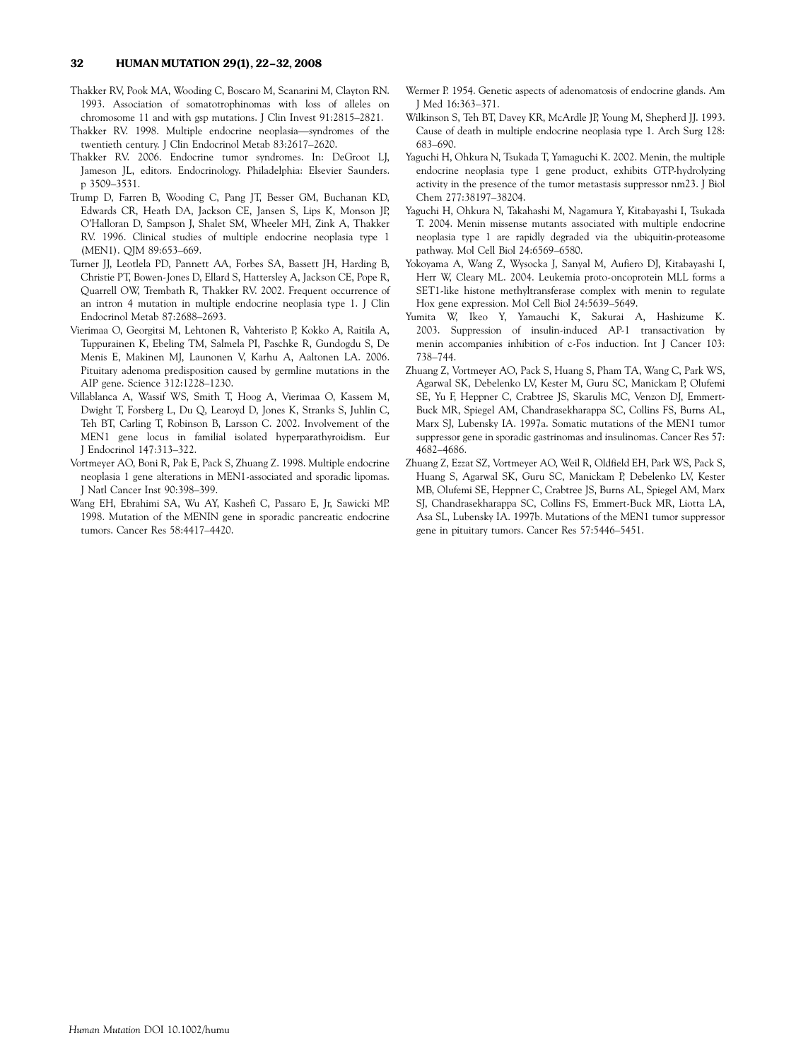Thakker RV, Pook MA, Wooding C, Boscaro M, Scanarini M, Clayton RN. 1993. Association of somatotrophinomas with loss of alleles on chromosome 11 and with gsp mutations. J Clin Invest 91:2815–2821.

Thakker RV. 1998. Multiple endocrine neoplasia—syndromes of the twentieth century. J Clin Endocrinol Metab 83:2617–2620.

Thakker RV. 2006. Endocrine tumor syndromes. In: DeGroot LJ, Jameson JL, editors. Endocrinology. Philadelphia: Elsevier Saunders. p 3509–3531.

Trump D, Farren B, Wooding C, Pang JT, Besser GM, Buchanan KD, Edwards CR, Heath DA, Jackson CE, Jansen S, Lips K, Monson JP, O'Halloran D, Sampson J, Shalet SM, Wheeler MH, Zink A, Thakker RV. 1996. Clinical studies of multiple endocrine neoplasia type 1 (MEN1). QJM 89:653–669.

Turner JJ, Leotlela PD, Pannett AA, Forbes SA, Bassett JH, Harding B, Christie PT, Bowen-Jones D, Ellard S, Hattersley A, Jackson CE, Pope R, Quarrell OW, Trembath R, Thakker RV. 2002. Frequent occurrence of an intron 4 mutation in multiple endocrine neoplasia type 1. J Clin Endocrinol Metab 87:2688–2693.

Vierimaa O, Georgitsi M, Lehtonen R, Vahteristo P, Kokko A, Raitila A, Tuppurainen K, Ebeling TM, Salmela PI, Paschke R, Gundogdu S, De Menis E, Makinen MJ, Launonen V, Karhu A, Aaltonen LA. 2006. Pituitary adenoma predisposition caused by germline mutations in the AIP gene. Science 312:1228–1230.

Villablanca A, Wassif WS, Smith T, Hoog A, Vierimaa O, Kassem M, Dwight T, Forsberg L, Du Q, Learoyd D, Jones K, Stranks S, Juhlin C, Teh BT, Carling T, Robinson B, Larsson C. 2002. Involvement of the MEN1 gene locus in familial isolated hyperparathyroidism. Eur J Endocrinol 147:313–322.

Vortmeyer AO, Boni R, Pak E, Pack S, Zhuang Z. 1998. Multiple endocrine neoplasia 1 gene alterations in MEN1-associated and sporadic lipomas. J Natl Cancer Inst 90:398–399.

Wang EH, Ebrahimi SA, Wu AY, Kashefi C, Passaro E, Jr, Sawicki MP. 1998. Mutation of the MENIN gene in sporadic pancreatic endocrine tumors. Cancer Res 58:4417–4420.

Wermer P. 1954. Genetic aspects of adenomatosis of endocrine glands. Am J Med 16:363–371.

Wilkinson S, Teh BT, Davey KR, McArdle JP, Young M, Shepherd JJ. 1993. Cause of death in multiple endocrine neoplasia type 1. Arch Surg 128: 683–690.

Yaguchi H, Ohkura N, Tsukada T, Yamaguchi K. 2002. Menin, the multiple endocrine neoplasia type 1 gene product, exhibits GTP-hydrolyzing activity in the presence of the tumor metastasis suppressor nm23. J Biol Chem 277:38197–38204.

Yaguchi H, Ohkura N, Takahashi M, Nagamura Y, Kitabayashi I, Tsukada T. 2004. Menin missense mutants associated with multiple endocrine neoplasia type 1 are rapidly degraded via the ubiquitin-proteasome pathway. Mol Cell Biol 24:6569–6580.

Yokoyama A, Wang Z, Wysocka J, Sanyal M, Aufiero DJ, Kitabayashi I, Herr W, Cleary ML. 2004. Leukemia proto-oncoprotein MLL forms a SET1-like histone methyltransferase complex with menin to regulate Hox gene expression. Mol Cell Biol 24:5639–5649.

Yumita W, Ikeo Y, Yamauchi K, Sakurai A, Hashizume K. 2003. Suppression of insulin-induced AP-1 transactivation by menin accompanies inhibition of c-Fos induction. Int J Cancer 103: 738–744.

Zhuang Z, Vortmeyer AO, Pack S, Huang S, Pham TA, Wang C, Park WS, Agarwal SK, Debelenko LV, Kester M, Guru SC, Manickam P, Olufemi SE, Yu F, Heppner C, Crabtree JS, Skarulis MC, Venzon DJ, Emmert-Buck MR, Spiegel AM, Chandrasekharappa SC, Collins FS, Burns AL, Marx SJ, Lubensky IA. 1997a. Somatic mutations of the MEN1 tumor suppressor gene in sporadic gastrinomas and insulinomas. Cancer Res 57: 4682–4686.

Zhuang Z, Ezzat SZ, Vortmeyer AO, Weil R, Oldfield EH, Park WS, Pack S, Huang S, Agarwal SK, Guru SC, Manickam P, Debelenko LV, Kester MB, Olufemi SE, Heppner C, Crabtree JS, Burns AL, Spiegel AM, Marx SJ, Chandrasekharappa SC, Collins FS, Emmert-Buck MR, Liotta LA, Asa SL, Lubensky IA. 1997b. Mutations of the MEN1 tumor suppressor gene in pituitary tumors. Cancer Res 57:5446–5451.